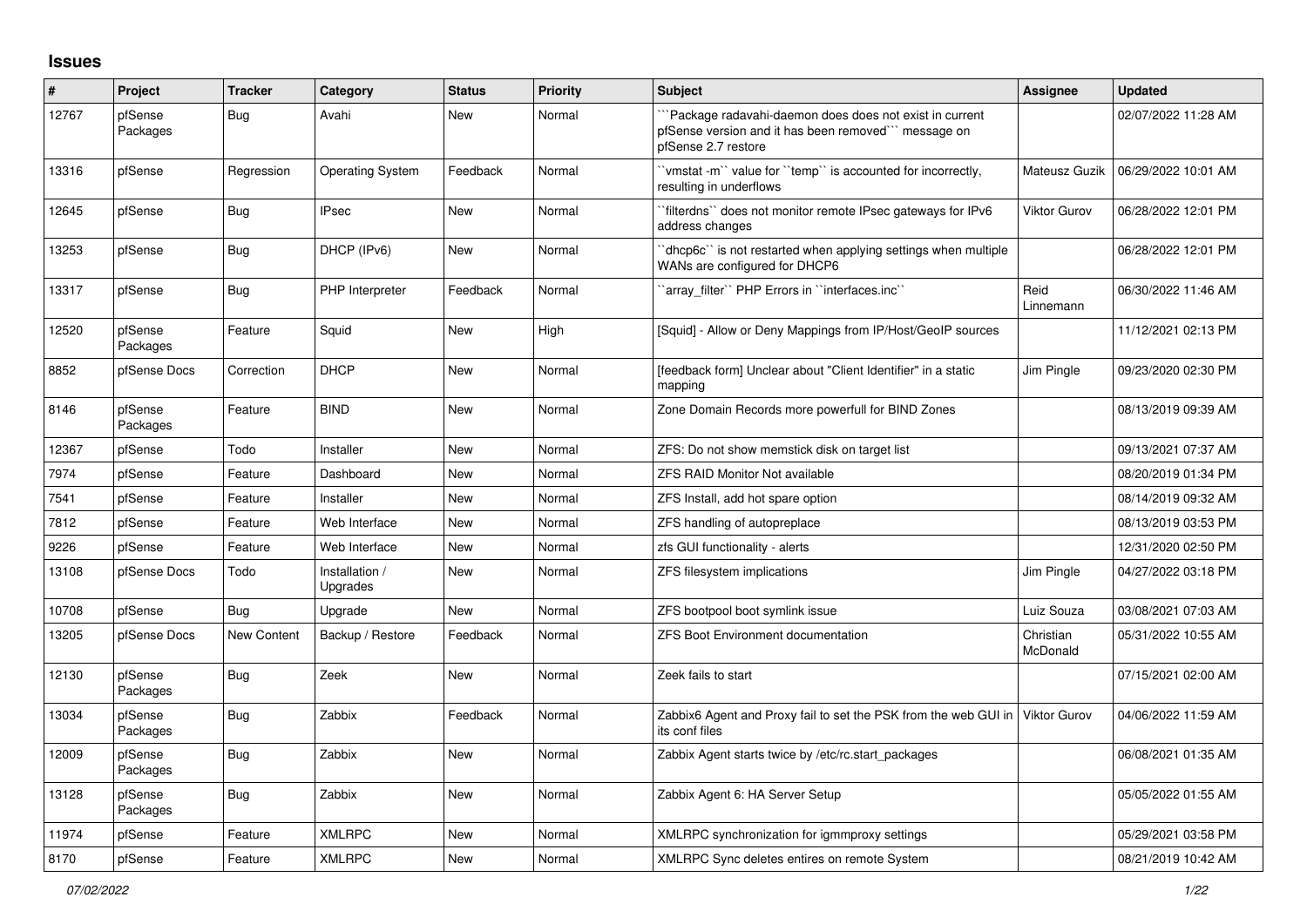## Issues

| # | Project | Tracker | Category | Status | Priority | Subject | Assignee | Updated |
|---|---|---|---|---|---|---|---|---|
| 12767 | pfSense Packages | Bug | Avahi | New | Normal | ```Package radavahi-daemon does does not exist in current pfSense version and it has been removed``` message on pfSense 2.7 restore | | 02/07/2022 11:28 AM |
| 13316 | pfSense | Regression | Operating System | Feedback | Normal | ``vmstat -m`` value for ``temp`` is accounted for incorrectly, resulting in underflows | Mateusz Guzik | 06/29/2022 10:01 AM |
| 12645 | pfSense | Bug | IPsec | New | Normal | ``filterdns`` does not monitor remote IPsec gateways for IPv6 address changes | Viktor Gurov | 06/28/2022 12:01 PM |
| 13253 | pfSense | Bug | DHCP (IPv6) | New | Normal | ``dhcp6c`` is not restarted when applying settings when multiple WANs are configured for DHCP6 | | 06/28/2022 12:01 PM |
| 13317 | pfSense | Bug | PHP Interpreter | Feedback | Normal | ``array_filter`` PHP Errors in ``interfaces.inc`` | Reid Linnemann | 06/30/2022 11:46 AM |
| 12520 | pfSense Packages | Feature | Squid | New | High | [Squid] - Allow or Deny Mappings from IP/Host/GeoIP sources | | 11/12/2021 02:13 PM |
| 8852 | pfSense Docs | Correction | DHCP | New | Normal | [feedback form] Unclear about "Client Identifier" in a static mapping | Jim Pingle | 09/23/2020 02:30 PM |
| 8146 | pfSense Packages | Feature | BIND | New | Normal | Zone Domain Records more powerfull for BIND Zones | | 08/13/2019 09:39 AM |
| 12367 | pfSense | Todo | Installer | New | Normal | ZFS: Do not show memstick disk on target list | | 09/13/2021 07:37 AM |
| 7974 | pfSense | Feature | Dashboard | New | Normal | ZFS RAID Monitor Not available | | 08/20/2019 01:34 PM |
| 7541 | pfSense | Feature | Installer | New | Normal | ZFS Install, add hot spare option | | 08/14/2019 09:32 AM |
| 7812 | pfSense | Feature | Web Interface | New | Normal | ZFS handling of autopreplace | | 08/13/2019 03:53 PM |
| 9226 | pfSense | Feature | Web Interface | New | Normal | zfs GUI functionality - alerts | | 12/31/2020 02:50 PM |
| 13108 | pfSense Docs | Todo | Installation / Upgrades | New | Normal | ZFS filesystem implications | Jim Pingle | 04/27/2022 03:18 PM |
| 10708 | pfSense | Bug | Upgrade | New | Normal | ZFS bootpool boot symlink issue | Luiz Souza | 03/08/2021 07:03 AM |
| 13205 | pfSense Docs | New Content | Backup / Restore | Feedback | Normal | ZFS Boot Environment documentation | Christian McDonald | 05/31/2022 10:55 AM |
| 12130 | pfSense Packages | Bug | Zeek | New | Normal | Zeek fails to start | | 07/15/2021 02:00 AM |
| 13034 | pfSense Packages | Bug | Zabbix | Feedback | Normal | Zabbix6 Agent and Proxy fail to set the PSK from the web GUI in its conf files | Viktor Gurov | 04/06/2022 11:59 AM |
| 12009 | pfSense Packages | Bug | Zabbix | New | Normal | Zabbix Agent starts twice by /etc/rc.start_packages | | 06/08/2021 01:35 AM |
| 13128 | pfSense Packages | Bug | Zabbix | New | Normal | Zabbix Agent 6: HA Server Setup | | 05/05/2022 01:55 AM |
| 11974 | pfSense | Feature | XMLRPC | New | Normal | XMLRPC synchronization for igmmproxy settings | | 05/29/2021 03:58 PM |
| 8170 | pfSense | Feature | XMLRPC | New | Normal | XMLRPC Sync deletes entires on remote System | | 08/21/2019 10:42 AM |

*07/02/2022*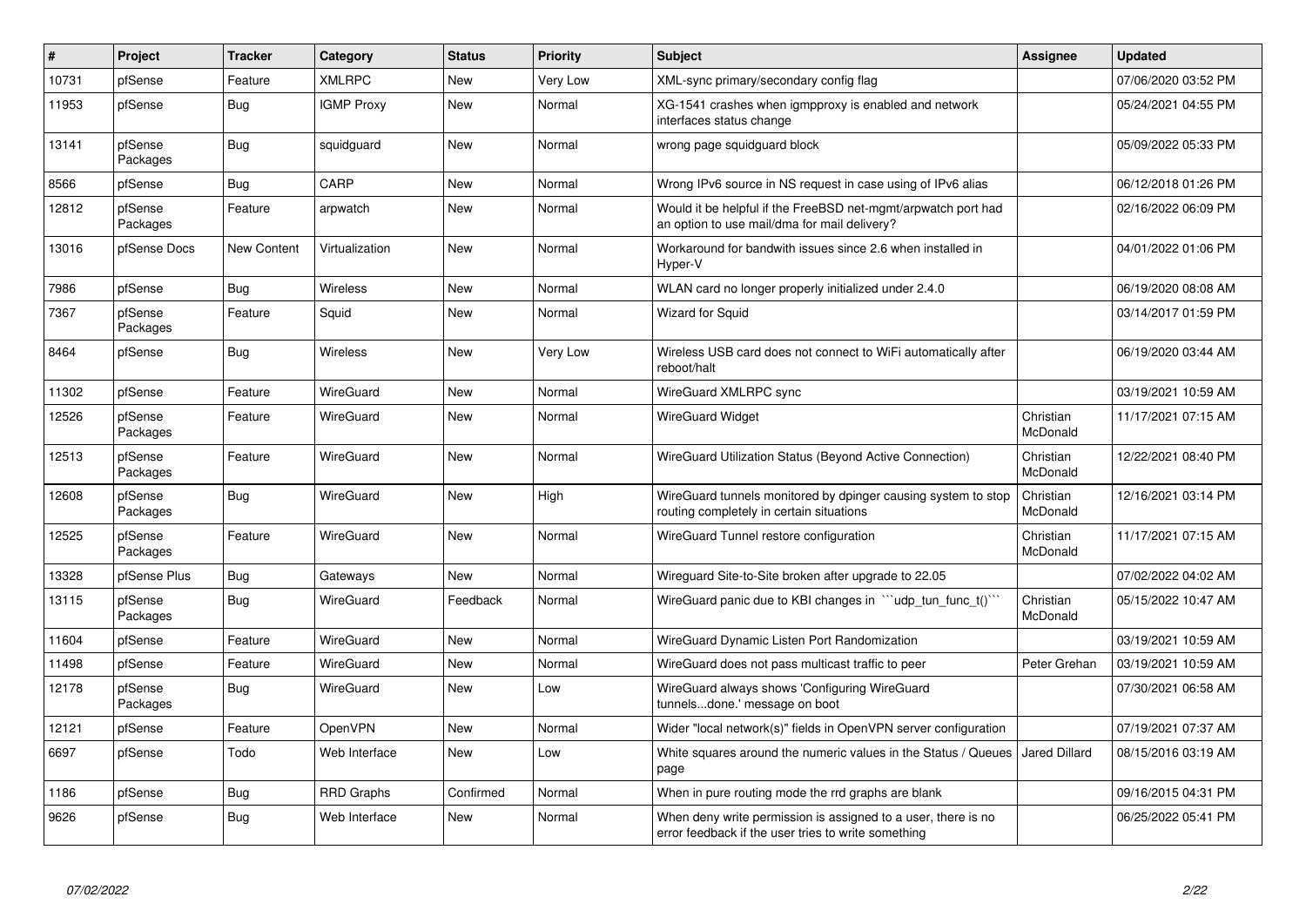| # | Project | Tracker | Category | Status | Priority | Subject | Assignee | Updated |
|---|---|---|---|---|---|---|---|---|
| 10731 | pfSense | Feature | XMLRPC | New | Very Low | XML-sync primary/secondary config flag | | 07/06/2020 03:52 PM |
| 11953 | pfSense | Bug | IGMP Proxy | New | Normal | XG-1541 crashes when igmpproxy is enabled and network interfaces status change | | 05/24/2021 04:55 PM |
| 13141 | pfSense Packages | Bug | squidguard | New | Normal | wrong page squidguard block | | 05/09/2022 05:33 PM |
| 8566 | pfSense | Bug | CARP | New | Normal | Wrong IPv6 source in NS request in case using of IPv6 alias | | 06/12/2018 01:26 PM |
| 12812 | pfSense Packages | Feature | arpwatch | New | Normal | Would it be helpful if the FreeBSD net-mgmt/arpwatch port had an option to use mail/dma for mail delivery? | | 02/16/2022 06:09 PM |
| 13016 | pfSense Docs | New Content | Virtualization | New | Normal | Workaround for bandwith issues since 2.6 when installed in Hyper-V | | 04/01/2022 01:06 PM |
| 7986 | pfSense | Bug | Wireless | New | Normal | WLAN card no longer properly initialized under 2.4.0 | | 06/19/2020 08:08 AM |
| 7367 | pfSense Packages | Feature | Squid | New | Normal | Wizard for Squid | | 03/14/2017 01:59 PM |
| 8464 | pfSense | Bug | Wireless | New | Very Low | Wireless USB card does not connect to WiFi automatically after reboot/halt | | 06/19/2020 03:44 AM |
| 11302 | pfSense | Feature | WireGuard | New | Normal | WireGuard XMLRPC sync | | 03/19/2021 10:59 AM |
| 12526 | pfSense Packages | Feature | WireGuard | New | Normal | WireGuard Widget | Christian McDonald | 11/17/2021 07:15 AM |
| 12513 | pfSense Packages | Feature | WireGuard | New | Normal | WireGuard Utilization Status (Beyond Active Connection) | Christian McDonald | 12/22/2021 08:40 PM |
| 12608 | pfSense Packages | Bug | WireGuard | New | High | WireGuard tunnels monitored by dpinger causing system to stop routing completely in certain situations | Christian McDonald | 12/16/2021 03:14 PM |
| 12525 | pfSense Packages | Feature | WireGuard | New | Normal | WireGuard Tunnel restore configuration | Christian McDonald | 11/17/2021 07:15 AM |
| 13328 | pfSense Plus | Bug | Gateways | New | Normal | Wireguard Site-to-Site broken after upgrade to 22.05 | | 07/02/2022 04:02 AM |
| 13115 | pfSense Packages | Bug | WireGuard | Feedback | Normal | WireGuard panic due to KBI changes in ```udp_tun_func_t()``` | Christian McDonald | 05/15/2022 10:47 AM |
| 11604 | pfSense | Feature | WireGuard | New | Normal | WireGuard Dynamic Listen Port Randomization | | 03/19/2021 10:59 AM |
| 11498 | pfSense | Feature | WireGuard | New | Normal | WireGuard does not pass multicast traffic to peer | Peter Grehan | 03/19/2021 10:59 AM |
| 12178 | pfSense Packages | Bug | WireGuard | New | Low | WireGuard always shows 'Configuring WireGuard tunnels...done.' message on boot | | 07/30/2021 06:58 AM |
| 12121 | pfSense | Feature | OpenVPN | New | Normal | Wider "local network(s)" fields in OpenVPN server configuration | | 07/19/2021 07:37 AM |
| 6697 | pfSense | Todo | Web Interface | New | Low | White squares around the numeric values in the Status / Queues page | Jared Dillard | 08/15/2016 03:19 AM |
| 1186 | pfSense | Bug | RRD Graphs | Confirmed | Normal | When in pure routing mode the rrd graphs are blank | | 09/16/2015 04:31 PM |
| 9626 | pfSense | Bug | Web Interface | New | Normal | When deny write permission is assigned to a user, there is no error feedback if the user tries to write something | | 06/25/2022 05:41 PM |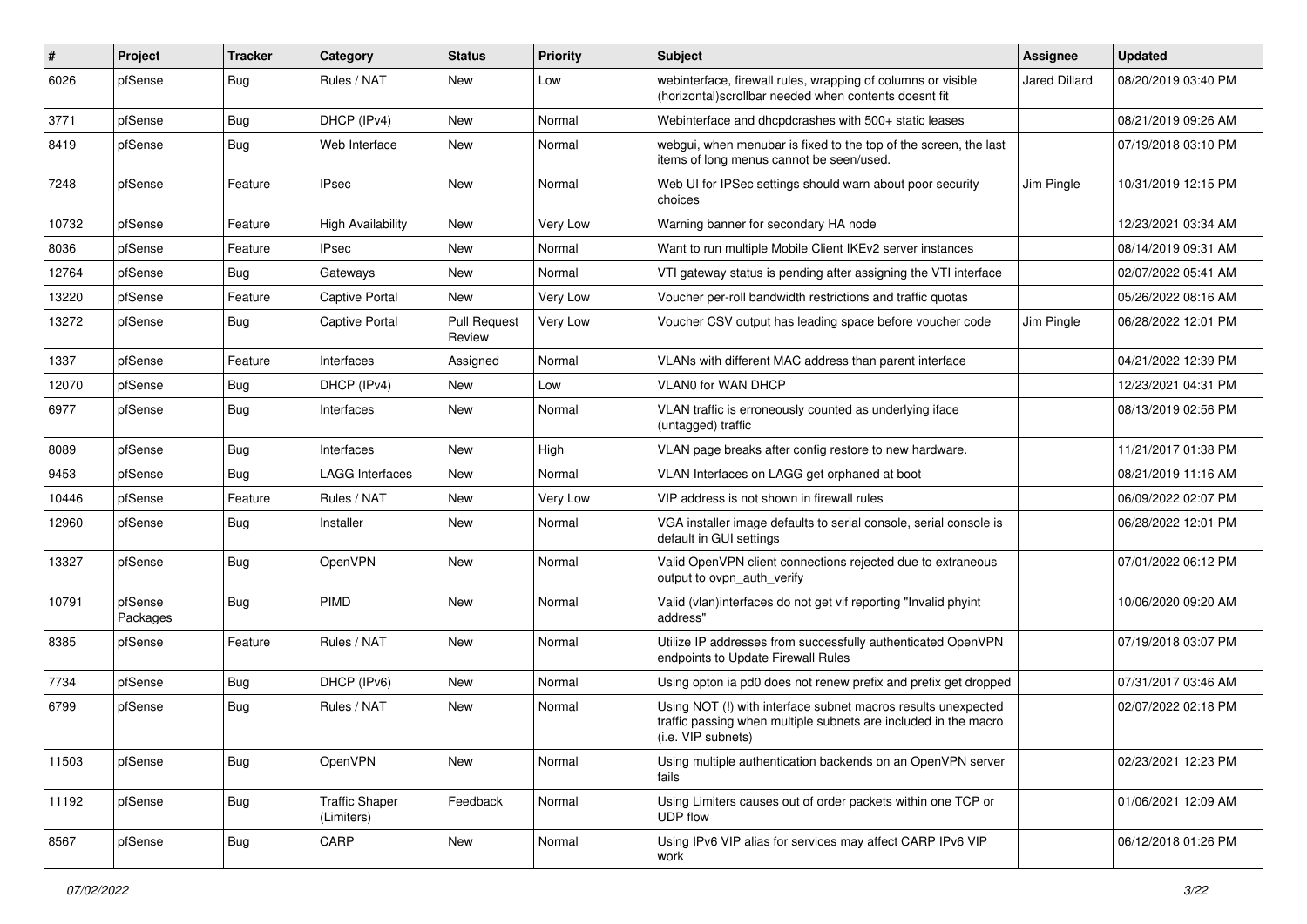| # | Project | Tracker | Category | Status | Priority | Subject | Assignee | Updated |
|---|---|---|---|---|---|---|---|---|
| 6026 | pfSense | Bug | Rules / NAT | New | Low | webinterface, firewall rules, wrapping of columns or visible (horizontal)scrollbar needed when contents doesnt fit | Jared Dillard | 08/20/2019 03:40 PM |
| 3771 | pfSense | Bug | DHCP (IPv4) | New | Normal | Webinterface and dhcpdcrashes with 500+ static leases | | 08/21/2019 09:26 AM |
| 8419 | pfSense | Bug | Web Interface | New | Normal | webgui, when menubar is fixed to the top of the screen, the last items of long menus cannot be seen/used. | | 07/19/2018 03:10 PM |
| 7248 | pfSense | Feature | IPsec | New | Normal | Web UI for IPSec settings should warn about poor security choices | Jim Pingle | 10/31/2019 12:15 PM |
| 10732 | pfSense | Feature | High Availability | New | Very Low | Warning banner for secondary HA node | | 12/23/2021 03:34 AM |
| 8036 | pfSense | Feature | IPsec | New | Normal | Want to run multiple Mobile Client IKEv2 server instances | | 08/14/2019 09:31 AM |
| 12764 | pfSense | Bug | Gateways | New | Normal | VTI gateway status is pending after assigning the VTI interface | | 02/07/2022 05:41 AM |
| 13220 | pfSense | Feature | Captive Portal | New | Very Low | Voucher per-roll bandwidth restrictions and traffic quotas | | 05/26/2022 08:16 AM |
| 13272 | pfSense | Bug | Captive Portal | Pull Request Review | Very Low | Voucher CSV output has leading space before voucher code | Jim Pingle | 06/28/2022 12:01 PM |
| 1337 | pfSense | Feature | Interfaces | Assigned | Normal | VLANs with different MAC address than parent interface | | 04/21/2022 12:39 PM |
| 12070 | pfSense | Bug | DHCP (IPv4) | New | Low | VLAN0 for WAN DHCP | | 12/23/2021 04:31 PM |
| 6977 | pfSense | Bug | Interfaces | New | Normal | VLAN traffic is erroneously counted as underlying iface (untagged) traffic | | 08/13/2019 02:56 PM |
| 8089 | pfSense | Bug | Interfaces | New | High | VLAN page breaks after config restore to new hardware. | | 11/21/2017 01:38 PM |
| 9453 | pfSense | Bug | LAGG Interfaces | New | Normal | VLAN Interfaces on LAGG get orphaned at boot | | 08/21/2019 11:16 AM |
| 10446 | pfSense | Feature | Rules / NAT | New | Very Low | VIP address is not shown in firewall rules | | 06/09/2022 02:07 PM |
| 12960 | pfSense | Bug | Installer | New | Normal | VGA installer image defaults to serial console, serial console is default in GUI settings | | 06/28/2022 12:01 PM |
| 13327 | pfSense | Bug | OpenVPN | New | Normal | Valid OpenVPN client connections rejected due to extraneous output to ovpn_auth_verify | | 07/01/2022 06:12 PM |
| 10791 | pfSense Packages | Bug | PIMD | New | Normal | Valid (vlan)interfaces do not get vif reporting "Invalid phyint address" | | 10/06/2020 09:20 AM |
| 8385 | pfSense | Feature | Rules / NAT | New | Normal | Utilize IP addresses from successfully authenticated OpenVPN endpoints to Update Firewall Rules | | 07/19/2018 03:07 PM |
| 7734 | pfSense | Bug | DHCP (IPv6) | New | Normal | Using opton ia pd0 does not renew prefix and prefix get dropped | | 07/31/2017 03:46 AM |
| 6799 | pfSense | Bug | Rules / NAT | New | Normal | Using NOT (!) with interface subnet macros results unexpected traffic passing when multiple subnets are included in the macro (i.e. VIP subnets) | | 02/07/2022 02:18 PM |
| 11503 | pfSense | Bug | OpenVPN | New | Normal | Using multiple authentication backends on an OpenVPN server fails | | 02/23/2021 12:23 PM |
| 11192 | pfSense | Bug | Traffic Shaper (Limiters) | Feedback | Normal | Using Limiters causes out of order packets within one TCP or UDP flow | | 01/06/2021 12:09 AM |
| 8567 | pfSense | Bug | CARP | New | Normal | Using IPv6 VIP alias for services may affect CARP IPv6 VIP work | | 06/12/2018 01:26 PM |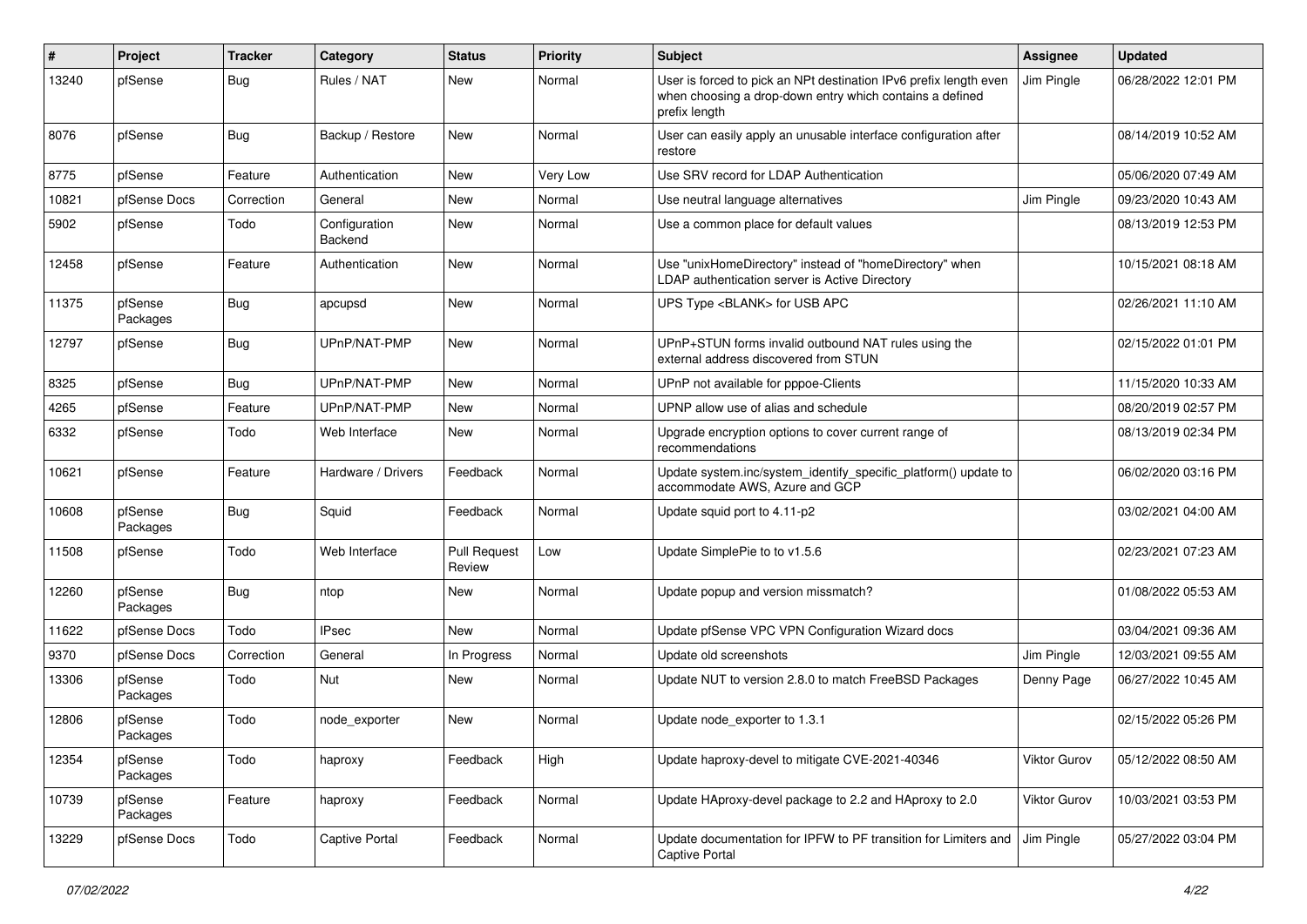| # | Project | Tracker | Category | Status | Priority | Subject | Assignee | Updated |
|---|---|---|---|---|---|---|---|---|
| 13240 | pfSense | Bug | Rules / NAT | New | Normal | User is forced to pick an NPt destination IPv6 prefix length even when choosing a drop-down entry which contains a defined prefix length | Jim Pingle | 06/28/2022 12:01 PM |
| 8076 | pfSense | Bug | Backup / Restore | New | Normal | User can easily apply an unusable interface configuration after restore | | 08/14/2019 10:52 AM |
| 8775 | pfSense | Feature | Authentication | New | Very Low | Use SRV record for LDAP Authentication | | 05/06/2020 07:49 AM |
| 10821 | pfSense Docs | Correction | General | New | Normal | Use neutral language alternatives | Jim Pingle | 09/23/2020 10:43 AM |
| 5902 | pfSense | Todo | Configuration Backend | New | Normal | Use a common place for default values | | 08/13/2019 12:53 PM |
| 12458 | pfSense | Feature | Authentication | New | Normal | Use "unixHomeDirectory" instead of "homeDirectory" when LDAP authentication server is Active Directory | | 10/15/2021 08:18 AM |
| 11375 | pfSense Packages | Bug | apcupsd | New | Normal | UPS Type <BLANK> for USB APC | | 02/26/2021 11:10 AM |
| 12797 | pfSense | Bug | UPnP/NAT-PMP | New | Normal | UPnP+STUN forms invalid outbound NAT rules using the external address discovered from STUN | | 02/15/2022 01:01 PM |
| 8325 | pfSense | Bug | UPnP/NAT-PMP | New | Normal | UPnP not available for pppoe-Clients | | 11/15/2020 10:33 AM |
| 4265 | pfSense | Feature | UPnP/NAT-PMP | New | Normal | UPNP allow use of alias and schedule | | 08/20/2019 02:57 PM |
| 6332 | pfSense | Todo | Web Interface | New | Normal | Upgrade encryption options to cover current range of recommendations | | 08/13/2019 02:34 PM |
| 10621 | pfSense | Feature | Hardware / Drivers | Feedback | Normal | Update system.inc/system_identify_specific_platform() update to accommodate AWS, Azure and GCP | | 06/02/2020 03:16 PM |
| 10608 | pfSense Packages | Bug | Squid | Feedback | Normal | Update squid port to 4.11-p2 | | 03/02/2021 04:00 AM |
| 11508 | pfSense | Todo | Web Interface | Pull Request Review | Low | Update SimplePie to to v1.5.6 | | 02/23/2021 07:23 AM |
| 12260 | pfSense Packages | Bug | ntop | New | Normal | Update popup and version missmatch? | | 01/08/2022 05:53 AM |
| 11622 | pfSense Docs | Todo | IPsec | New | Normal | Update pfSense VPC VPN Configuration Wizard docs | | 03/04/2021 09:36 AM |
| 9370 | pfSense Docs | Correction | General | In Progress | Normal | Update old screenshots | Jim Pingle | 12/03/2021 09:55 AM |
| 13306 | pfSense Packages | Todo | Nut | New | Normal | Update NUT to version 2.8.0 to match FreeBSD Packages | Denny Page | 06/27/2022 10:45 AM |
| 12806 | pfSense Packages | Todo | node_exporter | New | Normal | Update node_exporter to 1.3.1 | | 02/15/2022 05:26 PM |
| 12354 | pfSense Packages | Todo | haproxy | Feedback | High | Update haproxy-devel to mitigate CVE-2021-40346 | Viktor Gurov | 05/12/2022 08:50 AM |
| 10739 | pfSense Packages | Feature | haproxy | Feedback | Normal | Update HAproxy-devel package to 2.2 and HAproxy to 2.0 | Viktor Gurov | 10/03/2021 03:53 PM |
| 13229 | pfSense Docs | Todo | Captive Portal | Feedback | Normal | Update documentation for IPFW to PF transition for Limiters and Captive Portal | Jim Pingle | 05/27/2022 03:04 PM |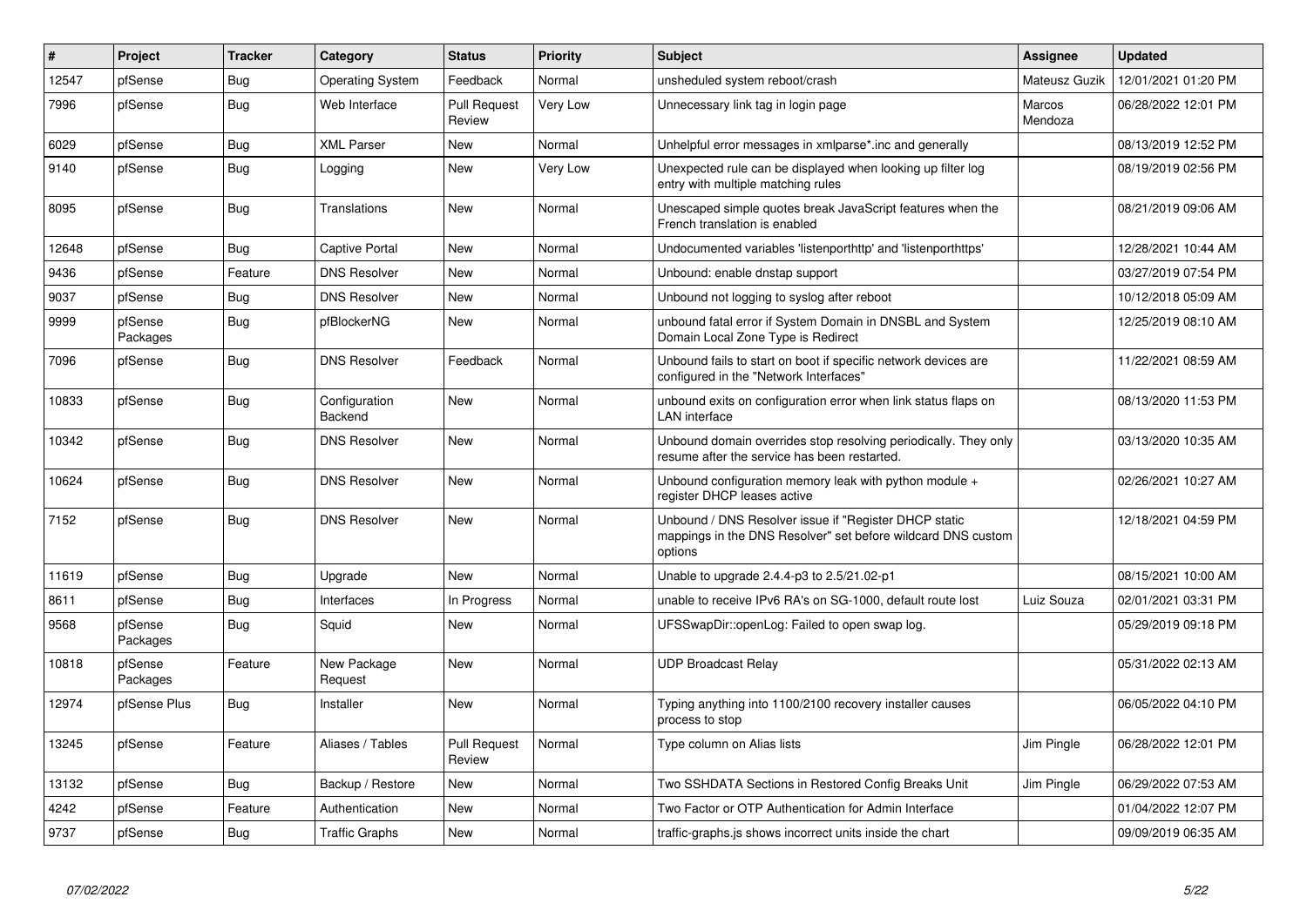| # | Project | Tracker | Category | Status | Priority | Subject | Assignee | Updated |
|---|---|---|---|---|---|---|---|---|
| 12547 | pfSense | Bug | Operating System | Feedback | Normal | unsheduled system reboot/crash | Mateusz Guzik | 12/01/2021 01:20 PM |
| 7996 | pfSense | Bug | Web Interface | Pull Request Review | Very Low | Unnecessary link tag in login page | Marcos Mendoza | 06/28/2022 12:01 PM |
| 6029 | pfSense | Bug | XML Parser | New | Normal | Unhelpful error messages in xmlparse*.inc and generally | | 08/13/2019 12:52 PM |
| 9140 | pfSense | Bug | Logging | New | Very Low | Unexpected rule can be displayed when looking up filter log entry with multiple matching rules | | 08/19/2019 02:56 PM |
| 8095 | pfSense | Bug | Translations | New | Normal | Unescaped simple quotes break JavaScript features when the French translation is enabled | | 08/21/2019 09:06 AM |
| 12648 | pfSense | Bug | Captive Portal | New | Normal | Undocumented variables 'listenporthttp' and 'listenporthttps' | | 12/28/2021 10:44 AM |
| 9436 | pfSense | Feature | DNS Resolver | New | Normal | Unbound: enable dnstap support | | 03/27/2019 07:54 PM |
| 9037 | pfSense | Bug | DNS Resolver | New | Normal | Unbound not logging to syslog after reboot | | 10/12/2018 05:09 AM |
| 9999 | pfSense Packages | Bug | pfBlockerNG | New | Normal | unbound fatal error if System Domain in DNSBL and System Domain Local Zone Type is Redirect | | 12/25/2019 08:10 AM |
| 7096 | pfSense | Bug | DNS Resolver | Feedback | Normal | Unbound fails to start on boot if specific network devices are configured in the "Network Interfaces" | | 11/22/2021 08:59 AM |
| 10833 | pfSense | Bug | Configuration Backend | New | Normal | unbound exits on configuration error when link status flaps on LAN interface | | 08/13/2020 11:53 PM |
| 10342 | pfSense | Bug | DNS Resolver | New | Normal | Unbound domain overrides stop resolving periodically. They only resume after the service has been restarted. | | 03/13/2020 10:35 AM |
| 10624 | pfSense | Bug | DNS Resolver | New | Normal | Unbound configuration memory leak with python module + register DHCP leases active | | 02/26/2021 10:27 AM |
| 7152 | pfSense | Bug | DNS Resolver | New | Normal | Unbound / DNS Resolver issue if "Register DHCP static mappings in the DNS Resolver" set before wildcard DNS custom options | | 12/18/2021 04:59 PM |
| 11619 | pfSense | Bug | Upgrade | New | Normal | Unable to upgrade 2.4.4-p3 to 2.5/21.02-p1 | | 08/15/2021 10:00 AM |
| 8611 | pfSense | Bug | Interfaces | In Progress | Normal | unable to receive IPv6 RA's on SG-1000, default route lost | Luiz Souza | 02/01/2021 03:31 PM |
| 9568 | pfSense Packages | Bug | Squid | New | Normal | UFSSwapDir::openLog: Failed to open swap log. | | 05/29/2019 09:18 PM |
| 10818 | pfSense Packages | Feature | New Package Request | New | Normal | UDP Broadcast Relay | | 05/31/2022 02:13 AM |
| 12974 | pfSense Plus | Bug | Installer | New | Normal | Typing anything into 1100/2100 recovery installer causes process to stop | | 06/05/2022 04:10 PM |
| 13245 | pfSense | Feature | Aliases / Tables | Pull Request Review | Normal | Type column on Alias lists | Jim Pingle | 06/28/2022 12:01 PM |
| 13132 | pfSense | Bug | Backup / Restore | New | Normal | Two SSHDATA Sections in Restored Config Breaks Unit | Jim Pingle | 06/29/2022 07:53 AM |
| 4242 | pfSense | Feature | Authentication | New | Normal | Two Factor or OTP Authentication for Admin Interface | | 01/04/2022 12:07 PM |
| 9737 | pfSense | Bug | Traffic Graphs | New | Normal | traffic-graphs.js shows incorrect units inside the chart | | 09/09/2019 06:35 AM |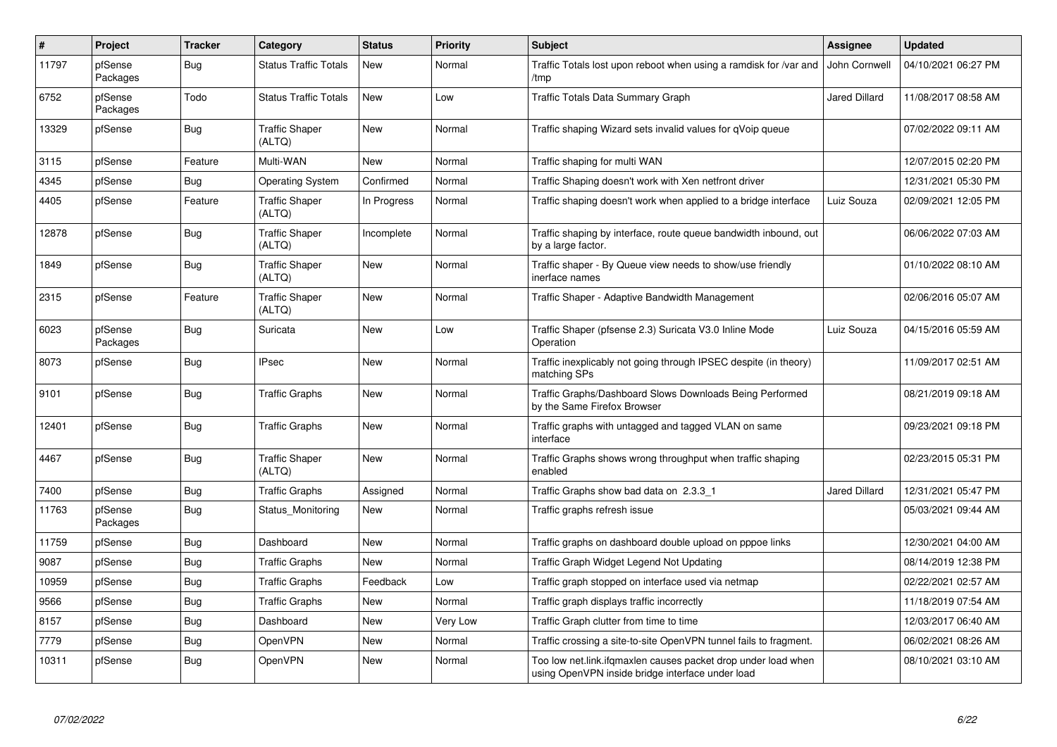| # | Project | Tracker | Category | Status | Priority | Subject | Assignee | Updated |
|---|---|---|---|---|---|---|---|---|
| 11797 | pfSense Packages | Bug | Status Traffic Totals | New | Normal | Traffic Totals lost upon reboot when using a ramdisk for /var and /tmp | John Cornwell | 04/10/2021 06:27 PM |
| 6752 | pfSense Packages | Todo | Status Traffic Totals | New | Low | Traffic Totals Data Summary Graph | Jared Dillard | 11/08/2017 08:58 AM |
| 13329 | pfSense | Bug | Traffic Shaper (ALTQ) | New | Normal | Traffic shaping Wizard sets invalid values for qVoip queue | | 07/02/2022 09:11 AM |
| 3115 | pfSense | Feature | Multi-WAN | New | Normal | Traffic shaping for multi WAN | | 12/07/2015 02:20 PM |
| 4345 | pfSense | Bug | Operating System | Confirmed | Normal | Traffic Shaping doesn't work with Xen netfront driver | | 12/31/2021 05:30 PM |
| 4405 | pfSense | Feature | Traffic Shaper (ALTQ) | In Progress | Normal | Traffic shaping doesn't work when applied to a bridge interface | Luiz Souza | 02/09/2021 12:05 PM |
| 12878 | pfSense | Bug | Traffic Shaper (ALTQ) | Incomplete | Normal | Traffic shaping by interface, route queue bandwidth inbound, out by a large factor. | | 06/06/2022 07:03 AM |
| 1849 | pfSense | Bug | Traffic Shaper (ALTQ) | New | Normal | Traffic shaper - By Queue view needs to show/use friendly inerface names | | 01/10/2022 08:10 AM |
| 2315 | pfSense | Feature | Traffic Shaper (ALTQ) | New | Normal | Traffic Shaper - Adaptive Bandwidth Management | | 02/06/2016 05:07 AM |
| 6023 | pfSense Packages | Bug | Suricata | New | Low | Traffic Shaper (pfsense 2.3) Suricata V3.0 Inline Mode Operation | Luiz Souza | 04/15/2016 05:59 AM |
| 8073 | pfSense | Bug | IPsec | New | Normal | Traffic inexplicably not going through IPSEC despite (in theory) matching SPs | | 11/09/2017 02:51 AM |
| 9101 | pfSense | Bug | Traffic Graphs | New | Normal | Traffic Graphs/Dashboard Slows Downloads Being Performed by the Same Firefox Browser | | 08/21/2019 09:18 AM |
| 12401 | pfSense | Bug | Traffic Graphs | New | Normal | Traffic graphs with untagged and tagged VLAN on same interface | | 09/23/2021 09:18 PM |
| 4467 | pfSense | Bug | Traffic Shaper (ALTQ) | New | Normal | Traffic Graphs shows wrong throughput when traffic shaping enabled | | 02/23/2015 05:31 PM |
| 7400 | pfSense | Bug | Traffic Graphs | Assigned | Normal | Traffic Graphs show bad data on 2.3.3_1 | Jared Dillard | 12/31/2021 05:47 PM |
| 11763 | pfSense Packages | Bug | Status_Monitoring | New | Normal | Traffic graphs refresh issue | | 05/03/2021 09:44 AM |
| 11759 | pfSense | Bug | Dashboard | New | Normal | Traffic graphs on dashboard double upload on pppoe links | | 12/30/2021 04:00 AM |
| 9087 | pfSense | Bug | Traffic Graphs | New | Normal | Traffic Graph Widget Legend Not Updating | | 08/14/2019 12:38 PM |
| 10959 | pfSense | Bug | Traffic Graphs | Feedback | Low | Traffic graph stopped on interface used via netmap | | 02/22/2021 02:57 AM |
| 9566 | pfSense | Bug | Traffic Graphs | New | Normal | Traffic graph displays traffic incorrectly | | 11/18/2019 07:54 AM |
| 8157 | pfSense | Bug | Dashboard | New | Very Low | Traffic Graph clutter from time to time | | 12/03/2017 06:40 AM |
| 7779 | pfSense | Bug | OpenVPN | New | Normal | Traffic crossing a site-to-site OpenVPN tunnel fails to fragment. | | 06/02/2021 08:26 AM |
| 10311 | pfSense | Bug | OpenVPN | New | Normal | Too low net.link.ifqmaxlen causes packet drop under load when using OpenVPN inside bridge interface under load | | 08/10/2021 03:10 AM |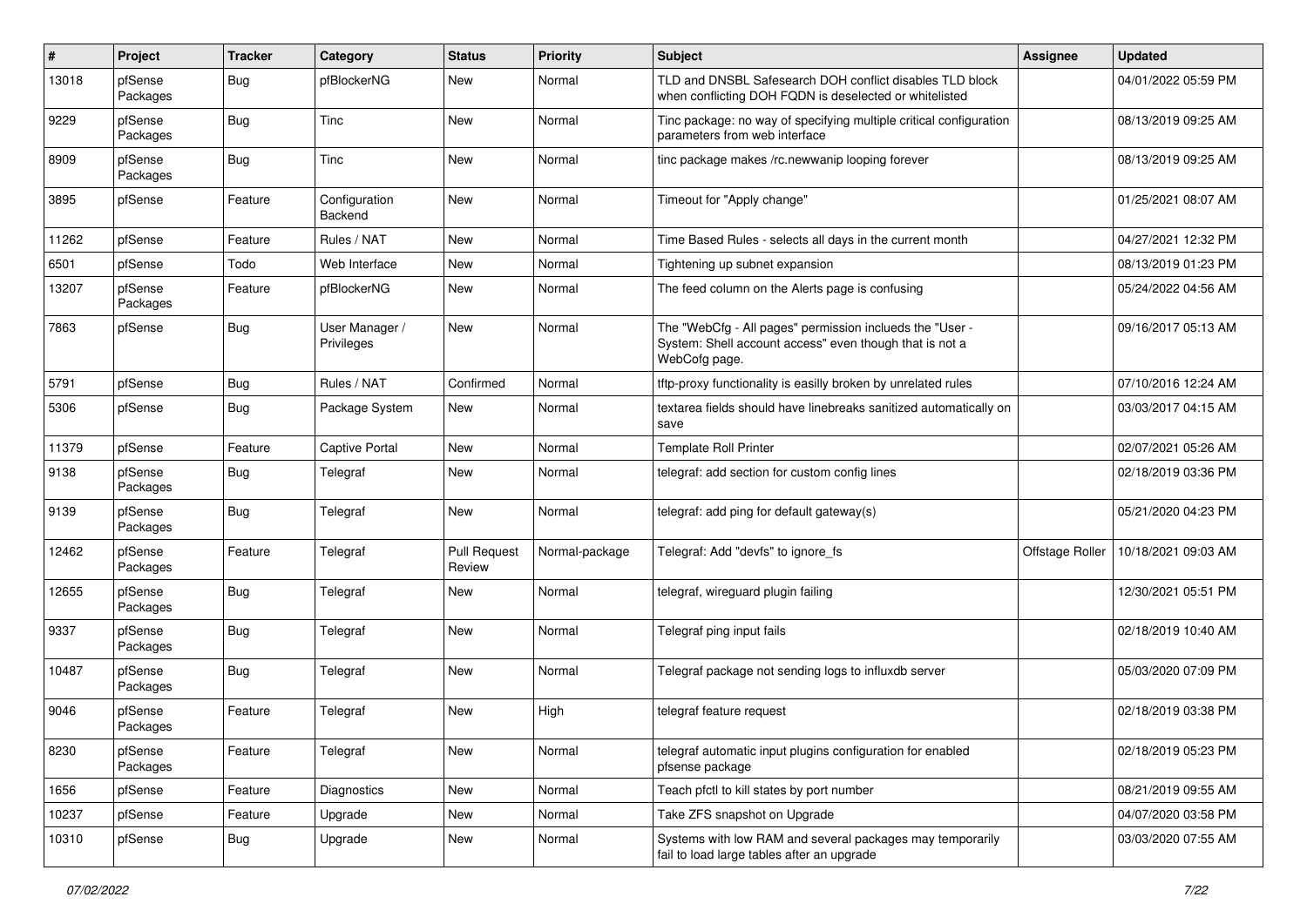| # | Project | Tracker | Category | Status | Priority | Subject | Assignee | Updated |
|---|---|---|---|---|---|---|---|---|
| 13018 | pfSense Packages | Bug | pfBlockerNG | New | Normal | TLD and DNSBL Safesearch DOH conflict disables TLD block when conflicting DOH FQDN is deselected or whitelisted | | 04/01/2022 05:59 PM |
| 9229 | pfSense Packages | Bug | Tinc | New | Normal | Tinc package: no way of specifying multiple critical configuration parameters from web interface | | 08/13/2019 09:25 AM |
| 8909 | pfSense Packages | Bug | Tinc | New | Normal | tinc package makes /rc.newwanip looping forever | | 08/13/2019 09:25 AM |
| 3895 | pfSense | Feature | Configuration Backend | New | Normal | Timeout for "Apply change" | | 01/25/2021 08:07 AM |
| 11262 | pfSense | Feature | Rules / NAT | New | Normal | Time Based Rules - selects all days in the current month | | 04/27/2021 12:32 PM |
| 6501 | pfSense | Todo | Web Interface | New | Normal | Tightening up subnet expansion | | 08/13/2019 01:23 PM |
| 13207 | pfSense Packages | Feature | pfBlockerNG | New | Normal | The feed column on the Alerts page is confusing | | 05/24/2022 04:56 AM |
| 7863 | pfSense | Bug | User Manager / Privileges | New | Normal | The "WebCfg - All pages" permission inclueds the "User - System: Shell account access" even though that is not a WebCofg page. | | 09/16/2017 05:13 AM |
| 5791 | pfSense | Bug | Rules / NAT | Confirmed | Normal | tftp-proxy functionality is easilly broken by unrelated rules | | 07/10/2016 12:24 AM |
| 5306 | pfSense | Bug | Package System | New | Normal | textarea fields should have linebreaks sanitized automatically on save | | 03/03/2017 04:15 AM |
| 11379 | pfSense | Feature | Captive Portal | New | Normal | Template Roll Printer | | 02/07/2021 05:26 AM |
| 9138 | pfSense Packages | Bug | Telegraf | New | Normal | telegraf: add section for custom config lines | | 02/18/2019 03:36 PM |
| 9139 | pfSense Packages | Bug | Telegraf | New | Normal | telegraf: add ping for default gateway(s) | | 05/21/2020 04:23 PM |
| 12462 | pfSense Packages | Feature | Telegraf | Pull Request Review | Normal-package | Telegraf: Add "devfs" to ignore_fs | Offstage Roller | 10/18/2021 09:03 AM |
| 12655 | pfSense Packages | Bug | Telegraf | New | Normal | telegraf, wireguard plugin failing | | 12/30/2021 05:51 PM |
| 9337 | pfSense Packages | Bug | Telegraf | New | Normal | Telegraf ping input fails | | 02/18/2019 10:40 AM |
| 10487 | pfSense Packages | Bug | Telegraf | New | Normal | Telegraf package not sending logs to influxdb server | | 05/03/2020 07:09 PM |
| 9046 | pfSense Packages | Feature | Telegraf | New | High | telegraf feature request | | 02/18/2019 03:38 PM |
| 8230 | pfSense Packages | Feature | Telegraf | New | Normal | telegraf automatic input plugins configuration for enabled pfsense package | | 02/18/2019 05:23 PM |
| 1656 | pfSense | Feature | Diagnostics | New | Normal | Teach pfctl to kill states by port number | | 08/21/2019 09:55 AM |
| 10237 | pfSense | Feature | Upgrade | New | Normal | Take ZFS snapshot on Upgrade | | 04/07/2020 03:58 PM |
| 10310 | pfSense | Bug | Upgrade | New | Normal | Systems with low RAM and several packages may temporarily fail to load large tables after an upgrade | | 03/03/2020 07:55 AM |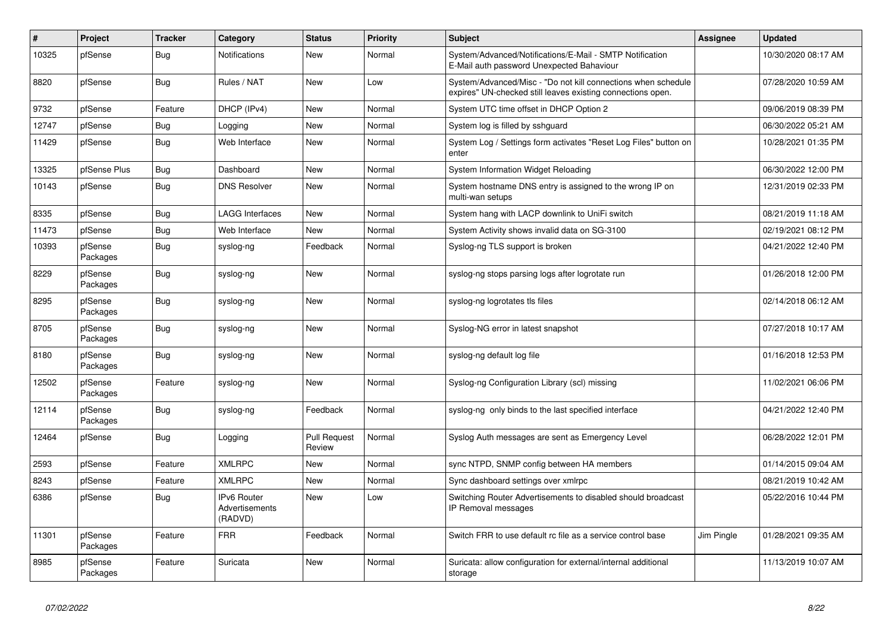| # | Project | Tracker | Category | Status | Priority | Subject | Assignee | Updated |
|---|---|---|---|---|---|---|---|---|
| 10325 | pfSense | Bug | Notifications | New | Normal | System/Advanced/Notifications/E-Mail - SMTP Notification E-Mail auth password Unexpected Bahaviour | | 10/30/2020 08:17 AM |
| 8820 | pfSense | Bug | Rules / NAT | New | Low | System/Advanced/Misc - "Do not kill connections when schedule expires" UN-checked still leaves existing connections open. | | 07/28/2020 10:59 AM |
| 9732 | pfSense | Feature | DHCP (IPv4) | New | Normal | System UTC time offset in DHCP Option 2 | | 09/06/2019 08:39 PM |
| 12747 | pfSense | Bug | Logging | New | Normal | System log is filled by sshguard | | 06/30/2022 05:21 AM |
| 11429 | pfSense | Bug | Web Interface | New | Normal | System Log / Settings form activates "Reset Log Files" button on enter | | 10/28/2021 01:35 PM |
| 13325 | pfSense Plus | Bug | Dashboard | New | Normal | System Information Widget Reloading | | 06/30/2022 12:00 PM |
| 10143 | pfSense | Bug | DNS Resolver | New | Normal | System hostname DNS entry is assigned to the wrong IP on multi-wan setups | | 12/31/2019 02:33 PM |
| 8335 | pfSense | Bug | LAGG Interfaces | New | Normal | System hang with LACP downlink to UniFi switch | | 08/21/2019 11:18 AM |
| 11473 | pfSense | Bug | Web Interface | New | Normal | System Activity shows invalid data on SG-3100 | | 02/19/2021 08:12 PM |
| 10393 | pfSense Packages | Bug | syslog-ng | Feedback | Normal | Syslog-ng TLS support is broken | | 04/21/2022 12:40 PM |
| 8229 | pfSense Packages | Bug | syslog-ng | New | Normal | syslog-ng stops parsing logs after logrotate run | | 01/26/2018 12:00 PM |
| 8295 | pfSense Packages | Bug | syslog-ng | New | Normal | syslog-ng logrotates tls files | | 02/14/2018 06:12 AM |
| 8705 | pfSense Packages | Bug | syslog-ng | New | Normal | Syslog-NG error in latest snapshot | | 07/27/2018 10:17 AM |
| 8180 | pfSense Packages | Bug | syslog-ng | New | Normal | syslog-ng default log file | | 01/16/2018 12:53 PM |
| 12502 | pfSense Packages | Feature | syslog-ng | New | Normal | Syslog-ng Configuration Library (scl) missing | | 11/02/2021 06:06 PM |
| 12114 | pfSense Packages | Bug | syslog-ng | Feedback | Normal | syslog-ng only binds to the last specified interface | | 04/21/2022 12:40 PM |
| 12464 | pfSense | Bug | Logging | Pull Request Review | Normal | Syslog Auth messages are sent as Emergency Level | | 06/28/2022 12:01 PM |
| 2593 | pfSense | Feature | XMLRPC | New | Normal | sync NTPD, SNMP config between HA members | | 01/14/2015 09:04 AM |
| 8243 | pfSense | Feature | XMLRPC | New | Normal | Sync dashboard settings over xmlrpc | | 08/21/2019 10:42 AM |
| 6386 | pfSense | Bug | IPv6 Router Advertisements (RADVD) | New | Low | Switching Router Advertisements to disabled should broadcast IP Removal messages | | 05/22/2016 10:44 PM |
| 11301 | pfSense Packages | Feature | FRR | Feedback | Normal | Switch FRR to use default rc file as a service control base | Jim Pingle | 01/28/2021 09:35 AM |
| 8985 | pfSense Packages | Feature | Suricata | New | Normal | Suricata: allow configuration for external/internal additional storage | | 11/13/2019 10:07 AM |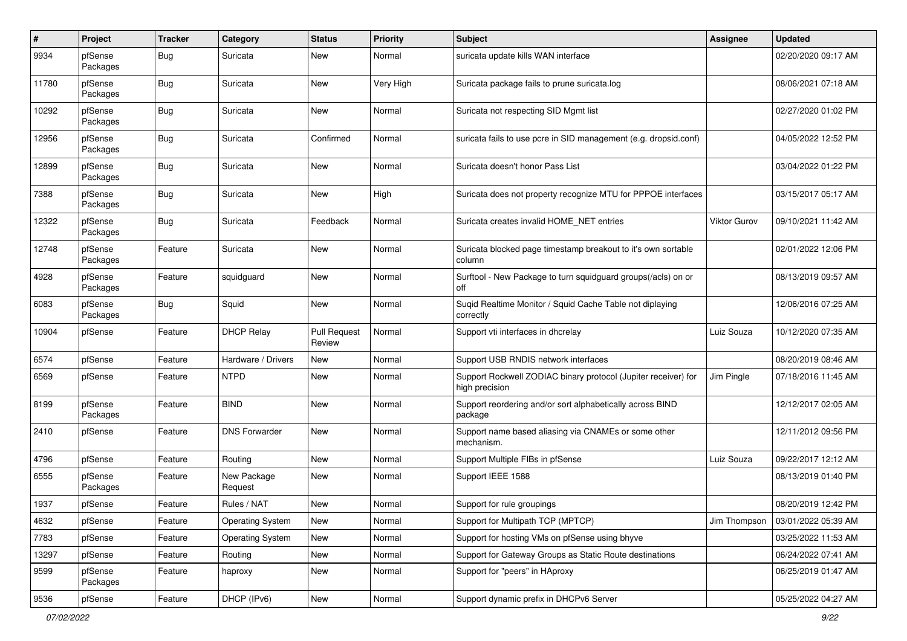| # | Project | Tracker | Category | Status | Priority | Subject | Assignee | Updated |
|---|---|---|---|---|---|---|---|---|
| 9934 | pfSense Packages | Bug | Suricata | New | Normal | suricata update kills WAN interface | | 02/20/2020 09:17 AM |
| 11780 | pfSense Packages | Bug | Suricata | New | Very High | Suricata package fails to prune suricata.log | | 08/06/2021 07:18 AM |
| 10292 | pfSense Packages | Bug | Suricata | New | Normal | Suricata not respecting SID Mgmt list | | 02/27/2020 01:02 PM |
| 12956 | pfSense Packages | Bug | Suricata | Confirmed | Normal | suricata fails to use pcre in SID management (e.g. dropsid.conf) | | 04/05/2022 12:52 PM |
| 12899 | pfSense Packages | Bug | Suricata | New | Normal | Suricata doesn't honor Pass List | | 03/04/2022 01:22 PM |
| 7388 | pfSense Packages | Bug | Suricata | New | High | Suricata does not property recognize MTU for PPPOE interfaces | | 03/15/2017 05:17 AM |
| 12322 | pfSense Packages | Bug | Suricata | Feedback | Normal | Suricata creates invalid HOME_NET entries | Viktor Gurov | 09/10/2021 11:42 AM |
| 12748 | pfSense Packages | Feature | Suricata | New | Normal | Suricata blocked page timestamp breakout to it's own sortable column | | 02/01/2022 12:06 PM |
| 4928 | pfSense Packages | Feature | squidguard | New | Normal | Surftool - New Package to turn squidguard groups(/acls) on or off | | 08/13/2019 09:57 AM |
| 6083 | pfSense Packages | Bug | Squid | New | Normal | Suqid Realtime Monitor / Squid Cache Table not diplaying correctly | | 12/06/2016 07:25 AM |
| 10904 | pfSense | Feature | DHCP Relay | Pull Request Review | Normal | Support vti interfaces in dhcrelay | Luiz Souza | 10/12/2020 07:35 AM |
| 6574 | pfSense | Feature | Hardware / Drivers | New | Normal | Support USB RNDIS network interfaces | | 08/20/2019 08:46 AM |
| 6569 | pfSense | Feature | NTPD | New | Normal | Support Rockwell ZODIAC binary protocol (Jupiter receiver) for high precision | Jim Pingle | 07/18/2016 11:45 AM |
| 8199 | pfSense Packages | Feature | BIND | New | Normal | Support reordering and/or sort alphabetically across BIND package | | 12/12/2017 02:05 AM |
| 2410 | pfSense | Feature | DNS Forwarder | New | Normal | Support name based aliasing via CNAMEs or some other mechanism. | | 12/11/2012 09:56 PM |
| 4796 | pfSense | Feature | Routing | New | Normal | Support Multiple FIBs in pfSense | Luiz Souza | 09/22/2017 12:12 AM |
| 6555 | pfSense Packages | Feature | New Package Request | New | Normal | Support IEEE 1588 | | 08/13/2019 01:40 PM |
| 1937 | pfSense | Feature | Rules / NAT | New | Normal | Support for rule groupings | | 08/20/2019 12:42 PM |
| 4632 | pfSense | Feature | Operating System | New | Normal | Support for Multipath TCP (MPTCP) | Jim Thompson | 03/01/2022 05:39 AM |
| 7783 | pfSense | Feature | Operating System | New | Normal | Support for hosting VMs on pfSense using bhyve | | 03/25/2022 11:53 AM |
| 13297 | pfSense | Feature | Routing | New | Normal | Support for Gateway Groups as Static Route destinations | | 06/24/2022 07:41 AM |
| 9599 | pfSense Packages | Feature | haproxy | New | Normal | Support for "peers" in HAproxy | | 06/25/2019 01:47 AM |
| 9536 | pfSense | Feature | DHCP (IPv6) | New | Normal | Support dynamic prefix in DHCPv6 Server | | 05/25/2022 04:27 AM |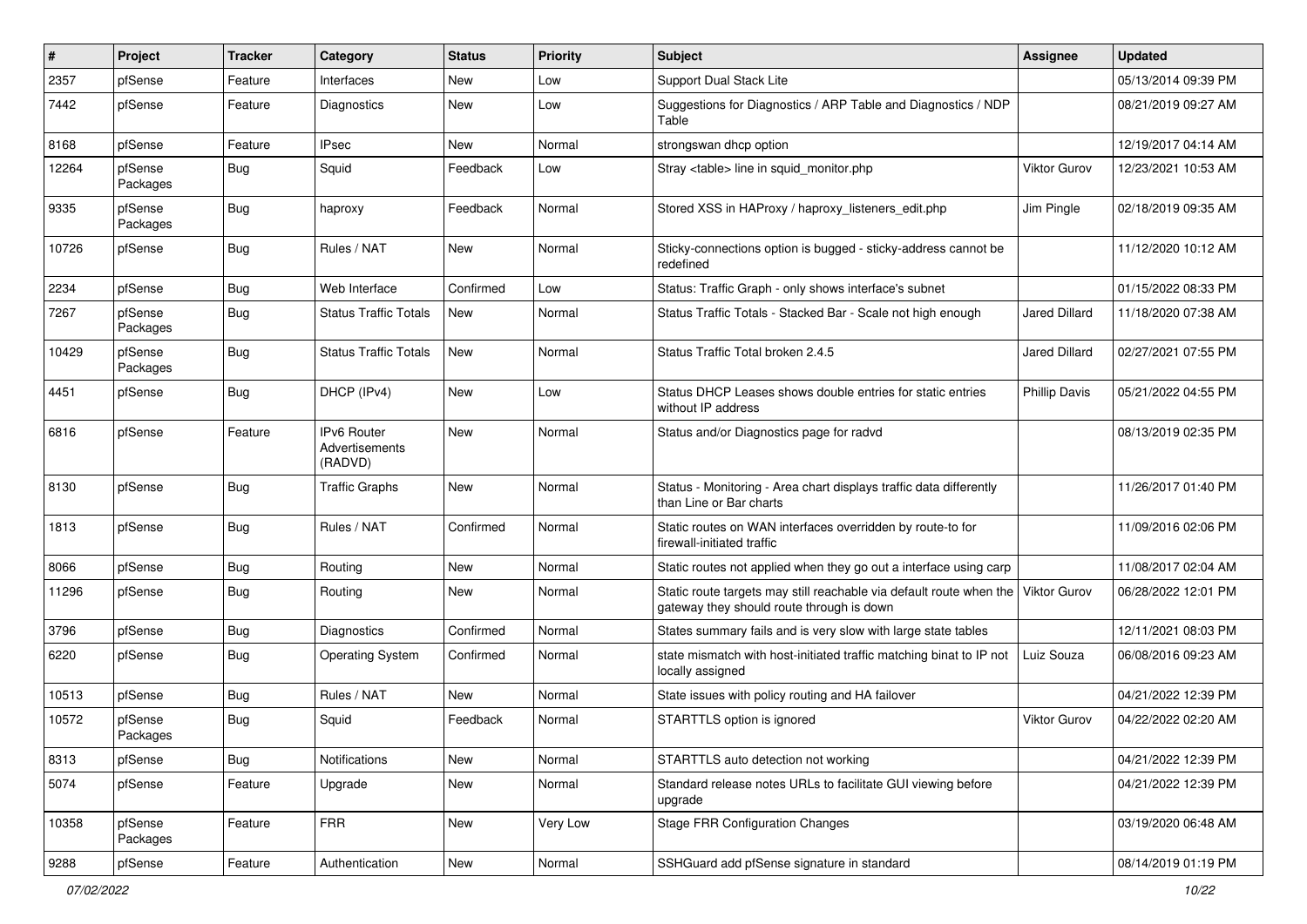| # | Project | Tracker | Category | Status | Priority | Subject | Assignee | Updated |
|---|---|---|---|---|---|---|---|---|
| 2357 | pfSense | Feature | Interfaces | New | Low | Support Dual Stack Lite | | 05/13/2014 09:39 PM |
| 7442 | pfSense | Feature | Diagnostics | New | Low | Suggestions for Diagnostics / ARP Table and Diagnostics / NDP Table | | 08/21/2019 09:27 AM |
| 8168 | pfSense | Feature | IPsec | New | Normal | strongswan dhcp option | | 12/19/2017 04:14 AM |
| 12264 | pfSense Packages | Bug | Squid | Feedback | Low | Stray <table> line in squid_monitor.php | Viktor Gurov | 12/23/2021 10:53 AM |
| 9335 | pfSense Packages | Bug | haproxy | Feedback | Normal | Stored XSS in HAProxy / haproxy_listeners_edit.php | Jim Pingle | 02/18/2019 09:35 AM |
| 10726 | pfSense | Bug | Rules / NAT | New | Normal | Sticky-connections option is bugged - sticky-address cannot be redefined | | 11/12/2020 10:12 AM |
| 2234 | pfSense | Bug | Web Interface | Confirmed | Low | Status: Traffic Graph - only shows interface's subnet | | 01/15/2022 08:33 PM |
| 7267 | pfSense Packages | Bug | Status Traffic Totals | New | Normal | Status Traffic Totals - Stacked Bar - Scale not high enough | Jared Dillard | 11/18/2020 07:38 AM |
| 10429 | pfSense Packages | Bug | Status Traffic Totals | New | Normal | Status Traffic Total broken 2.4.5 | Jared Dillard | 02/27/2021 07:55 PM |
| 4451 | pfSense | Bug | DHCP (IPv4) | New | Low | Status DHCP Leases shows double entries for static entries without IP address | Phillip Davis | 05/21/2022 04:55 PM |
| 6816 | pfSense | Feature | IPv6 Router Advertisements (RADVD) | New | Normal | Status and/or Diagnostics page for radvd | | 08/13/2019 02:35 PM |
| 8130 | pfSense | Bug | Traffic Graphs | New | Normal | Status - Monitoring - Area chart displays traffic data differently than Line or Bar charts | | 11/26/2017 01:40 PM |
| 1813 | pfSense | Bug | Rules / NAT | Confirmed | Normal | Static routes on WAN interfaces overridden by route-to for firewall-initiated traffic | | 11/09/2016 02:06 PM |
| 8066 | pfSense | Bug | Routing | New | Normal | Static routes not applied when they go out a interface using carp | | 11/08/2017 02:04 AM |
| 11296 | pfSense | Bug | Routing | New | Normal | Static route targets may still reachable via default route when the gateway they should route through is down | Viktor Gurov | 06/28/2022 12:01 PM |
| 3796 | pfSense | Bug | Diagnostics | Confirmed | Normal | States summary fails and is very slow with large state tables | | 12/11/2021 08:03 PM |
| 6220 | pfSense | Bug | Operating System | Confirmed | Normal | state mismatch with host-initiated traffic matching binat to IP not locally assigned | Luiz Souza | 06/08/2016 09:23 AM |
| 10513 | pfSense | Bug | Rules / NAT | New | Normal | State issues with policy routing and HA failover | | 04/21/2022 12:39 PM |
| 10572 | pfSense Packages | Bug | Squid | Feedback | Normal | STARTTLS option is ignored | Viktor Gurov | 04/22/2022 02:20 AM |
| 8313 | pfSense | Bug | Notifications | New | Normal | STARTTLS auto detection not working | | 04/21/2022 12:39 PM |
| 5074 | pfSense | Feature | Upgrade | New | Normal | Standard release notes URLs to facilitate GUI viewing before upgrade | | 04/21/2022 12:39 PM |
| 10358 | pfSense Packages | Feature | FRR | New | Very Low | Stage FRR Configuration Changes | | 03/19/2020 06:48 AM |
| 9288 | pfSense | Feature | Authentication | New | Normal | SSHGuard add pfSense signature in standard | | 08/14/2019 01:19 PM |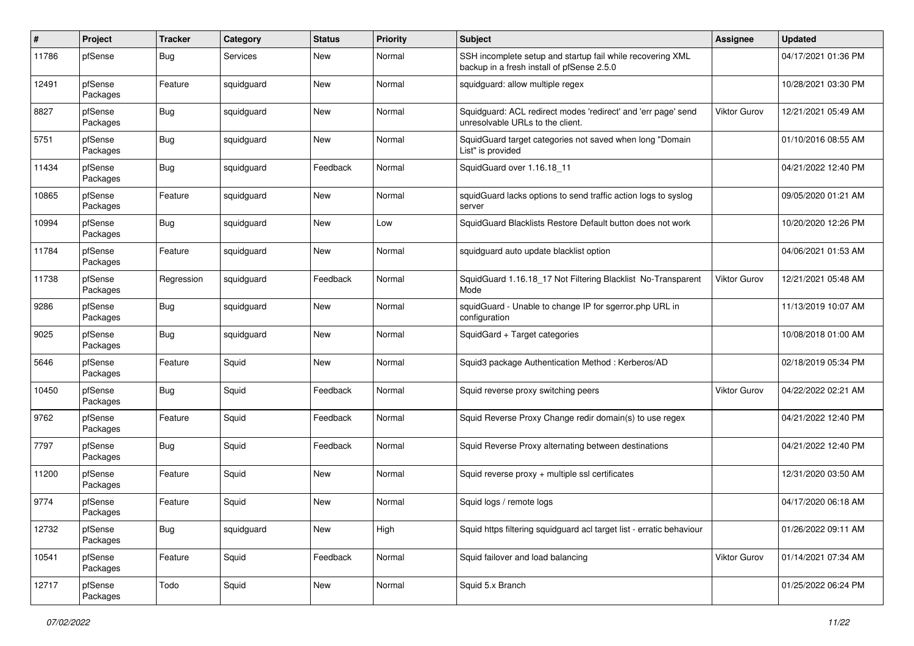| # | Project | Tracker | Category | Status | Priority | Subject | Assignee | Updated |
|---|---|---|---|---|---|---|---|---|
| 11786 | pfSense | Bug | Services | New | Normal | SSH incomplete setup and startup fail while recovering XML backup in a fresh install of pfSense 2.5.0 | | 04/17/2021 01:36 PM |
| 12491 | pfSense Packages | Feature | squidguard | New | Normal | squidguard: allow multiple regex | | 10/28/2021 03:30 PM |
| 8827 | pfSense Packages | Bug | squidguard | New | Normal | Squidguard: ACL redirect modes 'redirect' and 'err page' send unresolvable URLs to the client. | Viktor Gurov | 12/21/2021 05:49 AM |
| 5751 | pfSense Packages | Bug | squidguard | New | Normal | SquidGuard target categories not saved when long "Domain List" is provided | | 01/10/2016 08:55 AM |
| 11434 | pfSense Packages | Bug | squidguard | Feedback | Normal | SquidGuard over 1.16.18_11 | | 04/21/2022 12:40 PM |
| 10865 | pfSense Packages | Feature | squidguard | New | Normal | squidGuard lacks options to send traffic action logs to syslog server | | 09/05/2020 01:21 AM |
| 10994 | pfSense Packages | Bug | squidguard | New | Low | SquidGuard Blacklists Restore Default button does not work | | 10/20/2020 12:26 PM |
| 11784 | pfSense Packages | Feature | squidguard | New | Normal | squidguard auto update blacklist option | | 04/06/2021 01:53 AM |
| 11738 | pfSense Packages | Regression | squidguard | Feedback | Normal | SquidGuard 1.16.18_17 Not Filtering Blacklist No-Transparent Mode | Viktor Gurov | 12/21/2021 05:48 AM |
| 9286 | pfSense Packages | Bug | squidguard | New | Normal | squidGuard - Unable to change IP for sgerror.php URL in configuration | | 11/13/2019 10:07 AM |
| 9025 | pfSense Packages | Bug | squidguard | New | Normal | SquidGard + Target categories | | 10/08/2018 01:00 AM |
| 5646 | pfSense Packages | Feature | Squid | New | Normal | Squid3 package Authentication Method : Kerberos/AD | | 02/18/2019 05:34 PM |
| 10450 | pfSense Packages | Bug | Squid | Feedback | Normal | Squid reverse proxy switching peers | Viktor Gurov | 04/22/2022 02:21 AM |
| 9762 | pfSense Packages | Feature | Squid | Feedback | Normal | Squid Reverse Proxy Change redir domain(s) to use regex | | 04/21/2022 12:40 PM |
| 7797 | pfSense Packages | Bug | Squid | Feedback | Normal | Squid Reverse Proxy alternating between destinations | | 04/21/2022 12:40 PM |
| 11200 | pfSense Packages | Feature | Squid | New | Normal | Squid reverse proxy + multiple ssl certificates | | 12/31/2020 03:50 AM |
| 9774 | pfSense Packages | Feature | Squid | New | Normal | Squid logs / remote logs | | 04/17/2020 06:18 AM |
| 12732 | pfSense Packages | Bug | squidguard | New | High | Squid https filtering squidguard acl target list - erratic behaviour | | 01/26/2022 09:11 AM |
| 10541 | pfSense Packages | Feature | Squid | Feedback | Normal | Squid failover and load balancing | Viktor Gurov | 01/14/2021 07:34 AM |
| 12717 | pfSense Packages | Todo | Squid | New | Normal | Squid 5.x Branch | | 01/25/2022 06:24 PM |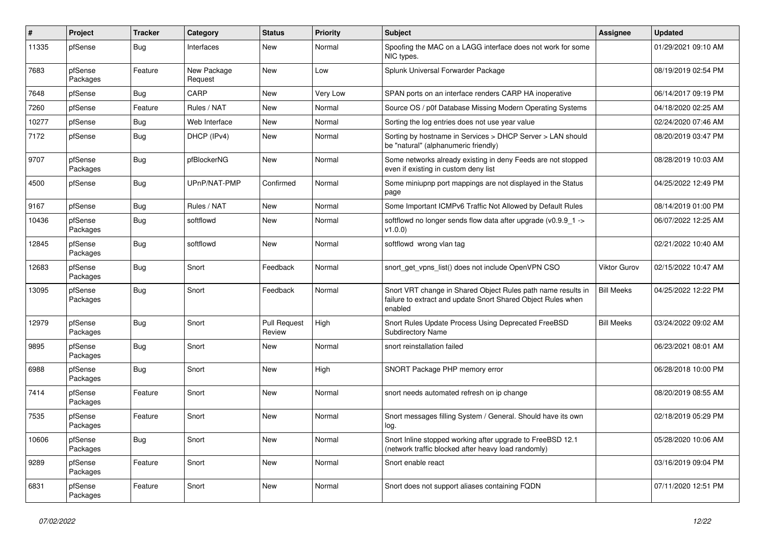| # | Project | Tracker | Category | Status | Priority | Subject | Assignee | Updated |
|---|---|---|---|---|---|---|---|---|
| 11335 | pfSense | Bug | Interfaces | New | Normal | Spoofing the MAC on a LAGG interface does not work for some NIC types. | | 01/29/2021 09:10 AM |
| 7683 | pfSense Packages | Feature | New Package Request | New | Low | Splunk Universal Forwarder Package | | 08/19/2019 02:54 PM |
| 7648 | pfSense | Bug | CARP | New | Very Low | SPAN ports on an interface renders CARP HA inoperative | | 06/14/2017 09:19 PM |
| 7260 | pfSense | Feature | Rules / NAT | New | Normal | Source OS / p0f Database Missing Modern Operating Systems | | 04/18/2020 02:25 AM |
| 10277 | pfSense | Bug | Web Interface | New | Normal | Sorting the log entries does not use year value | | 02/24/2020 07:46 AM |
| 7172 | pfSense | Bug | DHCP (IPv4) | New | Normal | Sorting by hostname in Services > DHCP Server > LAN should be "natural" (alphanumeric friendly) | | 08/20/2019 03:47 PM |
| 9707 | pfSense Packages | Bug | pfBlockerNG | New | Normal | Some networks already existing in deny Feeds are not stopped even if existing in custom deny list | | 08/28/2019 10:03 AM |
| 4500 | pfSense | Bug | UPnP/NAT-PMP | Confirmed | Normal | Some miniupnp port mappings are not displayed in the Status page | | 04/25/2022 12:49 PM |
| 9167 | pfSense | Bug | Rules / NAT | New | Normal | Some Important ICMPv6 Traffic Not Allowed by Default Rules | | 08/14/2019 01:00 PM |
| 10436 | pfSense Packages | Bug | softflowd | New | Normal | softflowd no longer sends flow data after upgrade (v0.9.9_1 -> v1.0.0) | | 06/07/2022 12:25 AM |
| 12845 | pfSense Packages | Bug | softflowd | New | Normal | softflowd wrong vlan tag | | 02/21/2022 10:40 AM |
| 12683 | pfSense Packages | Bug | Snort | Feedback | Normal | snort_get_vpns_list() does not include OpenVPN CSO | Viktor Gurov | 02/15/2022 10:47 AM |
| 13095 | pfSense Packages | Bug | Snort | Feedback | Normal | Snort VRT change in Shared Object Rules path name results in failure to extract and update Snort Shared Object Rules when enabled | Bill Meeks | 04/25/2022 12:22 PM |
| 12979 | pfSense Packages | Bug | Snort | Pull Request Review | High | Snort Rules Update Process Using Deprecated FreeBSD Subdirectory Name | Bill Meeks | 03/24/2022 09:02 AM |
| 9895 | pfSense Packages | Bug | Snort | New | Normal | snort reinstallation failed | | 06/23/2021 08:01 AM |
| 6988 | pfSense Packages | Bug | Snort | New | High | SNORT Package PHP memory error | | 06/28/2018 10:00 PM |
| 7414 | pfSense Packages | Feature | Snort | New | Normal | snort needs automated refresh on ip change | | 08/20/2019 08:55 AM |
| 7535 | pfSense Packages | Feature | Snort | New | Normal | Snort messages filling System / General. Should have its own log. | | 02/18/2019 05:29 PM |
| 10606 | pfSense Packages | Bug | Snort | New | Normal | Snort Inline stopped working after upgrade to FreeBSD 12.1 (network traffic blocked after heavy load randomly) | | 05/28/2020 10:06 AM |
| 9289 | pfSense Packages | Feature | Snort | New | Normal | Snort enable react | | 03/16/2019 09:04 PM |
| 6831 | pfSense Packages | Feature | Snort | New | Normal | Snort does not support aliases containing FQDN | | 07/11/2020 12:51 PM |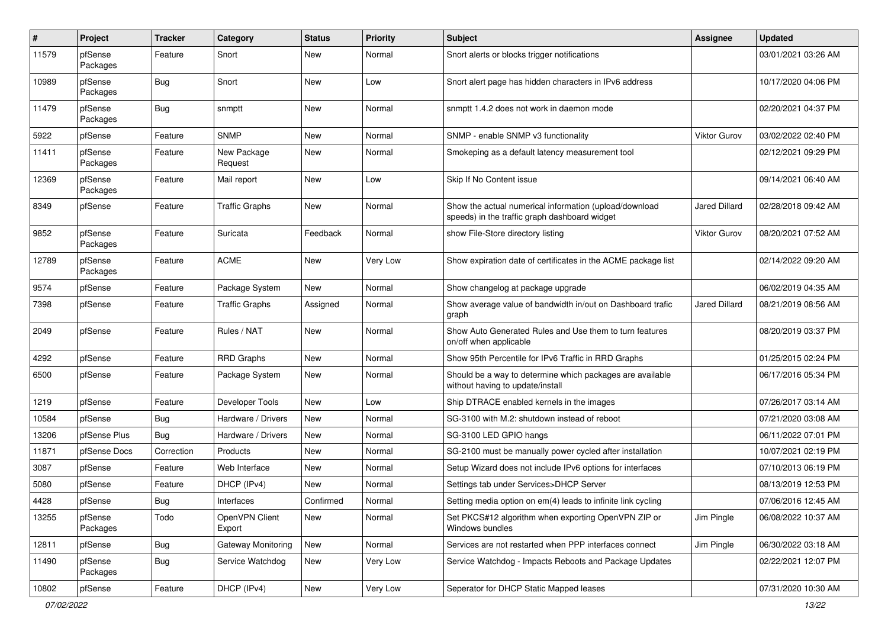| # | Project | Tracker | Category | Status | Priority | Subject | Assignee | Updated |
|---|---|---|---|---|---|---|---|---|
| 11579 | pfSense Packages | Feature | Snort | New | Normal | Snort alerts or blocks trigger notifications | | 03/01/2021 03:26 AM |
| 10989 | pfSense Packages | Bug | Snort | New | Low | Snort alert page has hidden characters in IPv6 address | | 10/17/2020 04:06 PM |
| 11479 | pfSense Packages | Bug | snmptt | New | Normal | snmptt 1.4.2 does not work in daemon mode | | 02/20/2021 04:37 PM |
| 5922 | pfSense | Feature | SNMP | New | Normal | SNMP - enable SNMP v3 functionality | Viktor Gurov | 03/02/2022 02:40 PM |
| 11411 | pfSense Packages | Feature | New Package Request | New | Normal | Smokeping as a default latency measurement tool | | 02/12/2021 09:29 PM |
| 12369 | pfSense Packages | Feature | Mail report | New | Low | Skip If No Content issue | | 09/14/2021 06:40 AM |
| 8349 | pfSense | Feature | Traffic Graphs | New | Normal | Show the actual numerical information (upload/download speeds) in the traffic graph dashboard widget | Jared Dillard | 02/28/2018 09:42 AM |
| 9852 | pfSense Packages | Feature | Suricata | Feedback | Normal | show File-Store directory listing | Viktor Gurov | 08/20/2021 07:52 AM |
| 12789 | pfSense Packages | Feature | ACME | New | Very Low | Show expiration date of certificates in the ACME package list | | 02/14/2022 09:20 AM |
| 9574 | pfSense | Feature | Package System | New | Normal | Show changelog at package upgrade | | 06/02/2019 04:35 AM |
| 7398 | pfSense | Feature | Traffic Graphs | Assigned | Normal | Show average value of bandwidth in/out on Dashboard trafic graph | Jared Dillard | 08/21/2019 08:56 AM |
| 2049 | pfSense | Feature | Rules / NAT | New | Normal | Show Auto Generated Rules and Use them to turn features on/off when applicable | | 08/20/2019 03:37 PM |
| 4292 | pfSense | Feature | RRD Graphs | New | Normal | Show 95th Percentile for IPv6 Traffic in RRD Graphs | | 01/25/2015 02:24 PM |
| 6500 | pfSense | Feature | Package System | New | Normal | Should be a way to determine which packages are available without having to update/install | | 06/17/2016 05:34 PM |
| 1219 | pfSense | Feature | Developer Tools | New | Low | Ship DTRACE enabled kernels in the images | | 07/26/2017 03:14 AM |
| 10584 | pfSense | Bug | Hardware / Drivers | New | Normal | SG-3100 with M.2: shutdown instead of reboot | | 07/21/2020 03:08 AM |
| 13206 | pfSense Plus | Bug | Hardware / Drivers | New | Normal | SG-3100 LED GPIO hangs | | 06/11/2022 07:01 PM |
| 11871 | pfSense Docs | Correction | Products | New | Normal | SG-2100 must be manually power cycled after installation | | 10/07/2021 02:19 PM |
| 3087 | pfSense | Feature | Web Interface | New | Normal | Setup Wizard does not include IPv6 options for interfaces | | 07/10/2013 06:19 PM |
| 5080 | pfSense | Feature | DHCP (IPv4) | New | Normal | Settings tab under Services>DHCP Server | | 08/13/2019 12:53 PM |
| 4428 | pfSense | Bug | Interfaces | Confirmed | Normal | Setting media option on em(4) leads to infinite link cycling | | 07/06/2016 12:45 AM |
| 13255 | pfSense Packages | Todo | OpenVPN Client Export | New | Normal | Set PKCS#12 algorithm when exporting OpenVPN ZIP or Windows bundles | Jim Pingle | 06/08/2022 10:37 AM |
| 12811 | pfSense | Bug | Gateway Monitoring | New | Normal | Services are not restarted when PPP interfaces connect | Jim Pingle | 06/30/2022 03:18 AM |
| 11490 | pfSense Packages | Bug | Service Watchdog | New | Very Low | Service Watchdog - Impacts Reboots and Package Updates | | 02/22/2021 12:07 PM |
| 10802 | pfSense | Feature | DHCP (IPv4) | New | Very Low | Seperator for DHCP Static Mapped leases | | 07/31/2020 10:30 AM |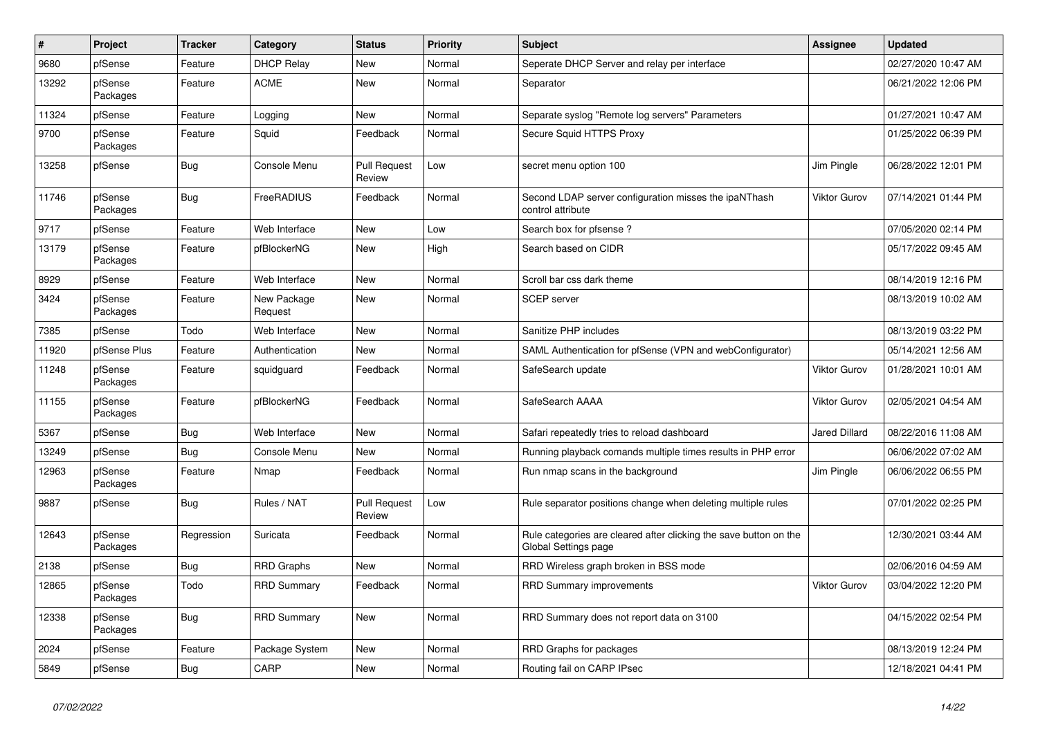| # | Project | Tracker | Category | Status | Priority | Subject | Assignee | Updated |
|---|---|---|---|---|---|---|---|---|
| 9680 | pfSense | Feature | DHCP Relay | New | Normal | Seperate DHCP Server and relay per interface | | 02/27/2020 10:47 AM |
| 13292 | pfSense Packages | Feature | ACME | New | Normal | Separator | | 06/21/2022 12:06 PM |
| 11324 | pfSense | Feature | Logging | New | Normal | Separate syslog "Remote log servers" Parameters | | 01/27/2021 10:47 AM |
| 9700 | pfSense Packages | Feature | Squid | Feedback | Normal | Secure Squid HTTPS Proxy | | 01/25/2022 06:39 PM |
| 13258 | pfSense | Bug | Console Menu | Pull Request Review | Low | secret menu option 100 | Jim Pingle | 06/28/2022 12:01 PM |
| 11746 | pfSense Packages | Bug | FreeRADIUS | Feedback | Normal | Second LDAP server configuration misses the ipaNThash control attribute | Viktor Gurov | 07/14/2021 01:44 PM |
| 9717 | pfSense | Feature | Web Interface | New | Low | Search box for pfsense ? | | 07/05/2020 02:14 PM |
| 13179 | pfSense Packages | Feature | pfBlockerNG | New | High | Search based on CIDR | | 05/17/2022 09:45 AM |
| 8929 | pfSense | Feature | Web Interface | New | Normal | Scroll bar css dark theme | | 08/14/2019 12:16 PM |
| 3424 | pfSense Packages | Feature | New Package Request | New | Normal | SCEP server | | 08/13/2019 10:02 AM |
| 7385 | pfSense | Todo | Web Interface | New | Normal | Sanitize PHP includes | | 08/13/2019 03:22 PM |
| 11920 | pfSense Plus | Feature | Authentication | New | Normal | SAML Authentication for pfSense (VPN and webConfigurator) | | 05/14/2021 12:56 AM |
| 11248 | pfSense Packages | Feature | squidguard | Feedback | Normal | SafeSearch update | Viktor Gurov | 01/28/2021 10:01 AM |
| 11155 | pfSense Packages | Feature | pfBlockerNG | Feedback | Normal | SafeSearch AAAA | Viktor Gurov | 02/05/2021 04:54 AM |
| 5367 | pfSense | Bug | Web Interface | New | Normal | Safari repeatedly tries to reload dashboard | Jared Dillard | 08/22/2016 11:08 AM |
| 13249 | pfSense | Bug | Console Menu | New | Normal | Running playback comands multiple times results in PHP error | | 06/06/2022 07:02 AM |
| 12963 | pfSense Packages | Feature | Nmap | Feedback | Normal | Run nmap scans in the background | Jim Pingle | 06/06/2022 06:55 PM |
| 9887 | pfSense | Bug | Rules / NAT | Pull Request Review | Low | Rule separator positions change when deleting multiple rules | | 07/01/2022 02:25 PM |
| 12643 | pfSense Packages | Regression | Suricata | Feedback | Normal | Rule categories are cleared after clicking the save button on the Global Settings page | | 12/30/2021 03:44 AM |
| 2138 | pfSense | Bug | RRD Graphs | New | Normal | RRD Wireless graph broken in BSS mode | | 02/06/2016 04:59 AM |
| 12865 | pfSense Packages | Todo | RRD Summary | Feedback | Normal | RRD Summary improvements | Viktor Gurov | 03/04/2022 12:20 PM |
| 12338 | pfSense Packages | Bug | RRD Summary | New | Normal | RRD Summary does not report data on 3100 | | 04/15/2022 02:54 PM |
| 2024 | pfSense | Feature | Package System | New | Normal | RRD Graphs for packages | | 08/13/2019 12:24 PM |
| 5849 | pfSense | Bug | CARP | New | Normal | Routing fail on CARP IPsec | | 12/18/2021 04:41 PM |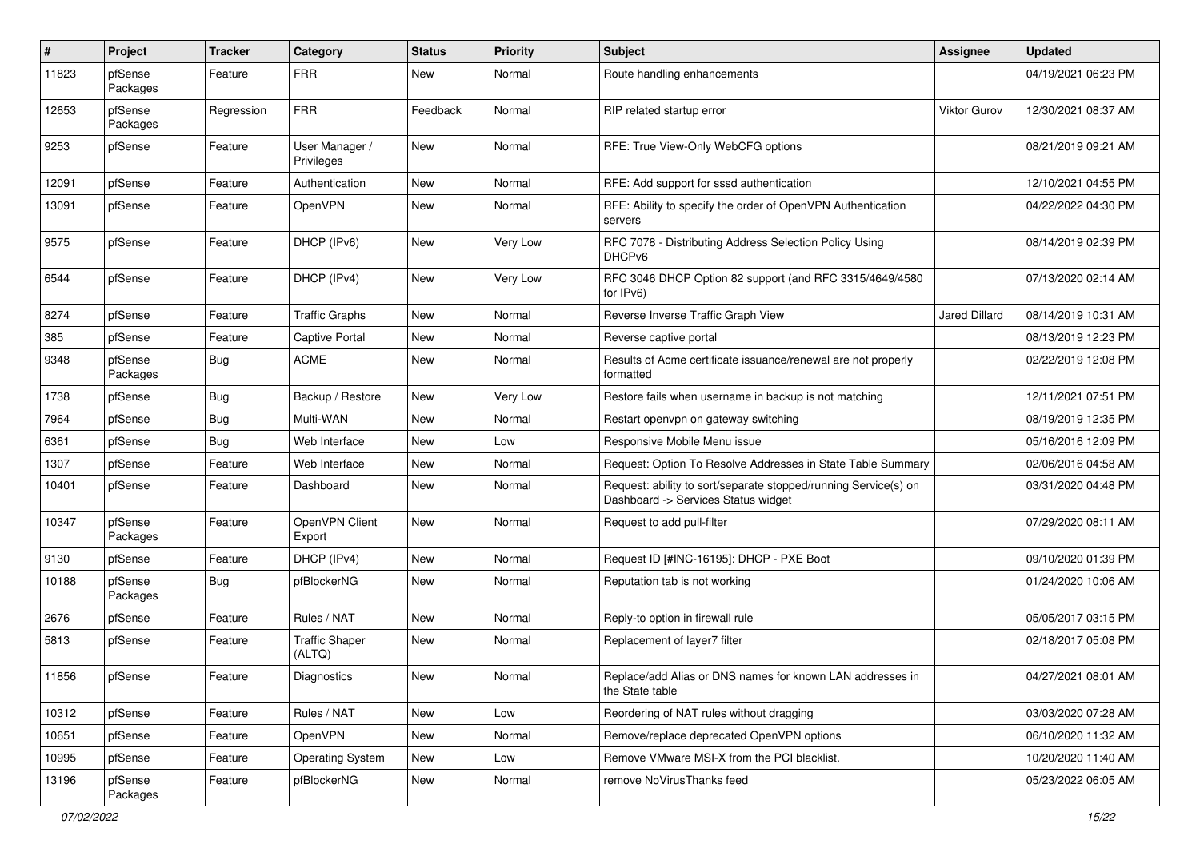| # | Project | Tracker | Category | Status | Priority | Subject | Assignee | Updated |
|---|---|---|---|---|---|---|---|---|
| 11823 | pfSense Packages | Feature | FRR | New | Normal | Route handling enhancements | | 04/19/2021 06:23 PM |
| 12653 | pfSense Packages | Regression | FRR | Feedback | Normal | RIP related startup error | Viktor Gurov | 12/30/2021 08:37 AM |
| 9253 | pfSense | Feature | User Manager / Privileges | New | Normal | RFE: True View-Only WebCFG options | | 08/21/2019 09:21 AM |
| 12091 | pfSense | Feature | Authentication | New | Normal | RFE: Add support for sssd authentication | | 12/10/2021 04:55 PM |
| 13091 | pfSense | Feature | OpenVPN | New | Normal | RFE: Ability to specify the order of OpenVPN Authentication servers | | 04/22/2022 04:30 PM |
| 9575 | pfSense | Feature | DHCP (IPv6) | New | Very Low | RFC 7078 - Distributing Address Selection Policy Using DHCPv6 | | 08/14/2019 02:39 PM |
| 6544 | pfSense | Feature | DHCP (IPv4) | New | Very Low | RFC 3046 DHCP Option 82 support (and RFC 3315/4649/4580 for IPv6) | | 07/13/2020 02:14 AM |
| 8274 | pfSense | Feature | Traffic Graphs | New | Normal | Reverse Inverse Traffic Graph View | Jared Dillard | 08/14/2019 10:31 AM |
| 385 | pfSense | Feature | Captive Portal | New | Normal | Reverse captive portal | | 08/13/2019 12:23 PM |
| 9348 | pfSense Packages | Bug | ACME | New | Normal | Results of Acme certificate issuance/renewal are not properly formatted | | 02/22/2019 12:08 PM |
| 1738 | pfSense | Bug | Backup / Restore | New | Very Low | Restore fails when username in backup is not matching | | 12/11/2021 07:51 PM |
| 7964 | pfSense | Bug | Multi-WAN | New | Normal | Restart openvpn on gateway switching | | 08/19/2019 12:35 PM |
| 6361 | pfSense | Bug | Web Interface | New | Low | Responsive Mobile Menu issue | | 05/16/2016 12:09 PM |
| 1307 | pfSense | Feature | Web Interface | New | Normal | Request: Option To Resolve Addresses in State Table Summary | | 02/06/2016 04:58 AM |
| 10401 | pfSense | Feature | Dashboard | New | Normal | Request: ability to sort/separate stopped/running Service(s) on Dashboard -> Services Status widget | | 03/31/2020 04:48 PM |
| 10347 | pfSense Packages | Feature | OpenVPN Client Export | New | Normal | Request to add pull-filter | | 07/29/2020 08:11 AM |
| 9130 | pfSense | Feature | DHCP (IPv4) | New | Normal | Request ID [#INC-16195]: DHCP - PXE Boot | | 09/10/2020 01:39 PM |
| 10188 | pfSense Packages | Bug | pfBlockerNG | New | Normal | Reputation tab is not working | | 01/24/2020 10:06 AM |
| 2676 | pfSense | Feature | Rules / NAT | New | Normal | Reply-to option in firewall rule | | 05/05/2017 03:15 PM |
| 5813 | pfSense | Feature | Traffic Shaper (ALTQ) | New | Normal | Replacement of layer7 filter | | 02/18/2017 05:08 PM |
| 11856 | pfSense | Feature | Diagnostics | New | Normal | Replace/add Alias or DNS names for known LAN addresses in the State table | | 04/27/2021 08:01 AM |
| 10312 | pfSense | Feature | Rules / NAT | New | Low | Reordering of NAT rules without dragging | | 03/03/2020 07:28 AM |
| 10651 | pfSense | Feature | OpenVPN | New | Normal | Remove/replace deprecated OpenVPN options | | 06/10/2020 11:32 AM |
| 10995 | pfSense | Feature | Operating System | New | Low | Remove VMware MSI-X from the PCI blacklist. | | 10/20/2020 11:40 AM |
| 13196 | pfSense Packages | Feature | pfBlockerNG | New | Normal | remove NoVirusThanks feed | | 05/23/2022 06:05 AM |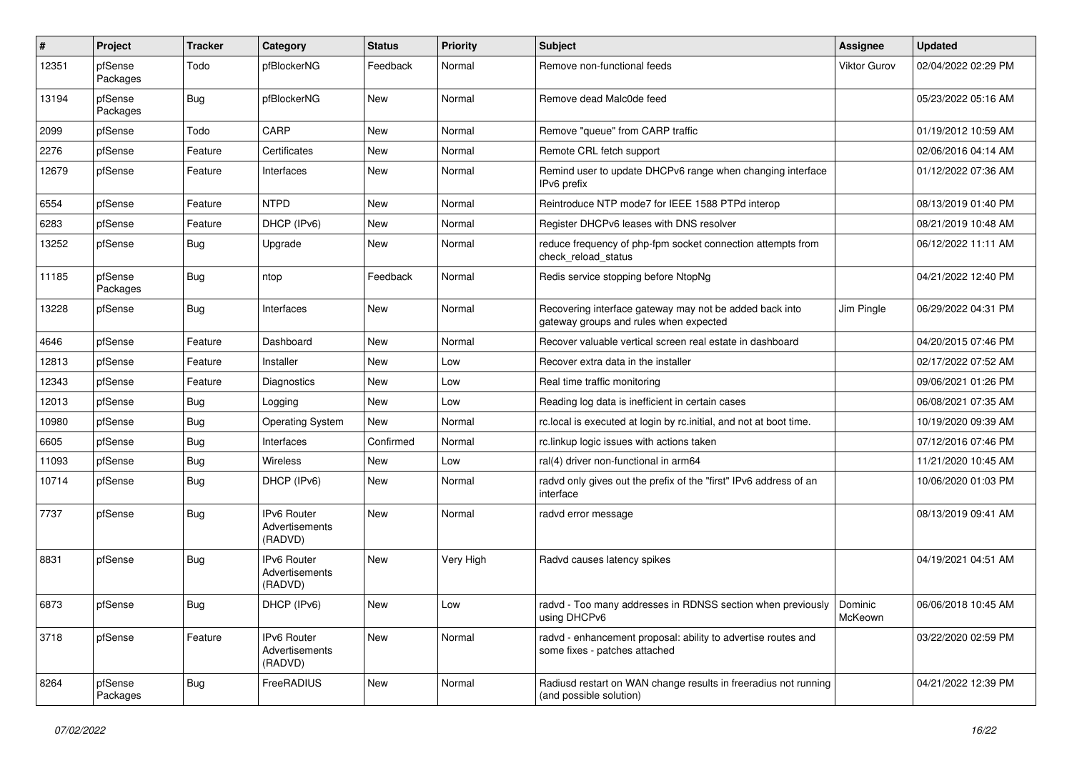| # | Project | Tracker | Category | Status | Priority | Subject | Assignee | Updated |
|---|---|---|---|---|---|---|---|---|
| 12351 | pfSense Packages | Todo | pfBlockerNG | Feedback | Normal | Remove non-functional feeds | Viktor Gurov | 02/04/2022 02:29 PM |
| 13194 | pfSense Packages | Bug | pfBlockerNG | New | Normal | Remove dead Malc0de feed | | 05/23/2022 05:16 AM |
| 2099 | pfSense | Todo | CARP | New | Normal | Remove "queue" from CARP traffic | | 01/19/2012 10:59 AM |
| 2276 | pfSense | Feature | Certificates | New | Normal | Remote CRL fetch support | | 02/06/2016 04:14 AM |
| 12679 | pfSense | Feature | Interfaces | New | Normal | Remind user to update DHCPv6 range when changing interface IPv6 prefix | | 01/12/2022 07:36 AM |
| 6554 | pfSense | Feature | NTPD | New | Normal | Reintroduce NTP mode7 for IEEE 1588 PTPd interop | | 08/13/2019 01:40 PM |
| 6283 | pfSense | Feature | DHCP (IPv6) | New | Normal | Register DHCPv6 leases with DNS resolver | | 08/21/2019 10:48 AM |
| 13252 | pfSense | Bug | Upgrade | New | Normal | reduce frequency of php-fpm socket connection attempts from check_reload_status | | 06/12/2022 11:11 AM |
| 11185 | pfSense Packages | Bug | ntop | Feedback | Normal | Redis service stopping before NtopNg | | 04/21/2022 12:40 PM |
| 13228 | pfSense | Bug | Interfaces | New | Normal | Recovering interface gateway may not be added back into gateway groups and rules when expected | Jim Pingle | 06/29/2022 04:31 PM |
| 4646 | pfSense | Feature | Dashboard | New | Normal | Recover valuable vertical screen real estate in dashboard | | 04/20/2015 07:46 PM |
| 12813 | pfSense | Feature | Installer | New | Low | Recover extra data in the installer | | 02/17/2022 07:52 AM |
| 12343 | pfSense | Feature | Diagnostics | New | Low | Real time traffic monitoring | | 09/06/2021 01:26 PM |
| 12013 | pfSense | Bug | Logging | New | Low | Reading log data is inefficient in certain cases | | 06/08/2021 07:35 AM |
| 10980 | pfSense | Bug | Operating System | New | Normal | rc.local is executed at login by rc.initial, and not at boot time. | | 10/19/2020 09:39 AM |
| 6605 | pfSense | Bug | Interfaces | Confirmed | Normal | rc.linkup logic issues with actions taken | | 07/12/2016 07:46 PM |
| 11093 | pfSense | Bug | Wireless | New | Low | ral(4) driver non-functional in arm64 | | 11/21/2020 10:45 AM |
| 10714 | pfSense | Bug | DHCP (IPv6) | New | Normal | radvd only gives out the prefix of the "first" IPv6 address of an interface | | 10/06/2020 01:03 PM |
| 7737 | pfSense | Bug | IPv6 Router Advertisements (RADVD) | New | Normal | radvd error message | | 08/13/2019 09:41 AM |
| 8831 | pfSense | Bug | IPv6 Router Advertisements (RADVD) | New | Very High | Radvd causes latency spikes | | 04/19/2021 04:51 AM |
| 6873 | pfSense | Bug | DHCP (IPv6) | New | Low | radvd - Too many addresses in RDNSS section when previously using DHCPv6 | Dominic McKeown | 06/06/2018 10:45 AM |
| 3718 | pfSense | Feature | IPv6 Router Advertisements (RADVD) | New | Normal | radvd - enhancement proposal: ability to advertise routes and some fixes - patches attached | | 03/22/2020 02:59 PM |
| 8264 | pfSense Packages | Bug | FreeRADIUS | New | Normal | Radiusd restart on WAN change results in freeradius not running (and possible solution) | | 04/21/2022 12:39 PM |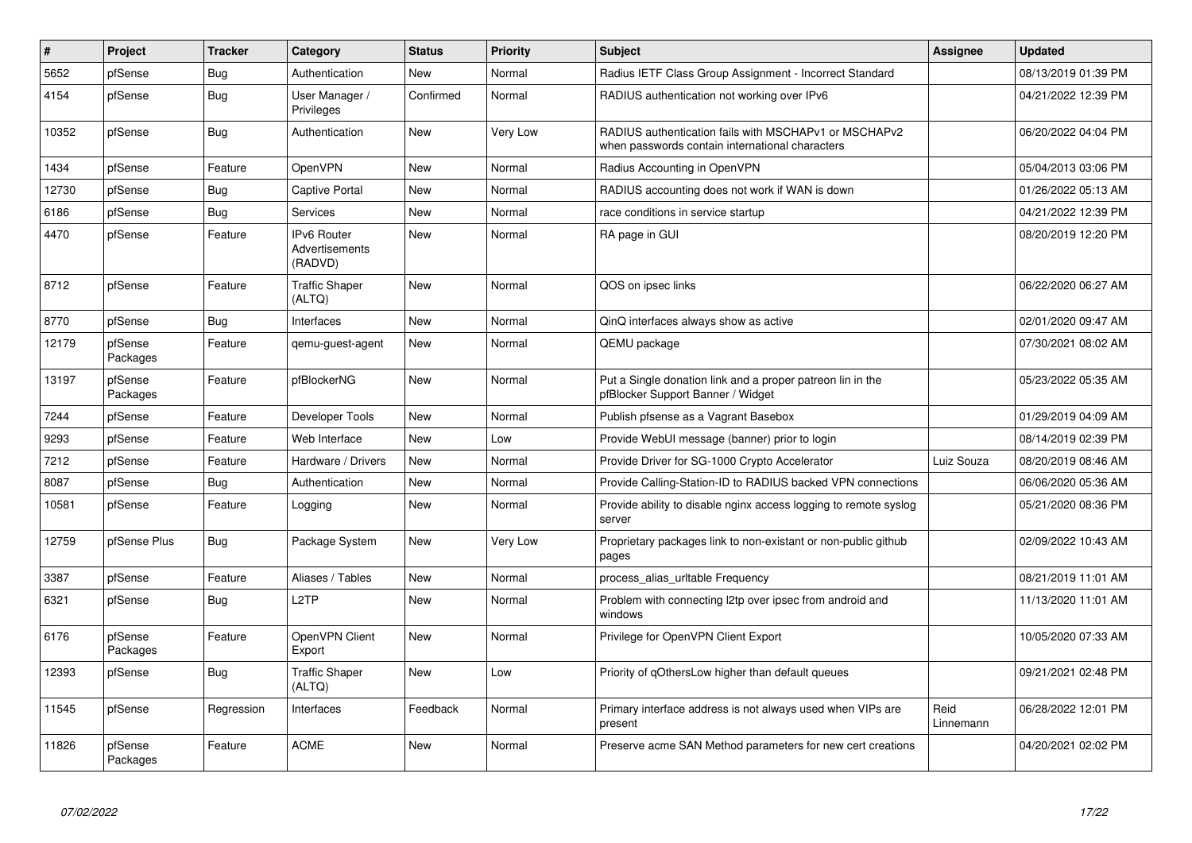| # | Project | Tracker | Category | Status | Priority | Subject | Assignee | Updated |
|---|---|---|---|---|---|---|---|---|
| 5652 | pfSense | Bug | Authentication | New | Normal | Radius IETF Class Group Assignment - Incorrect Standard | | 08/13/2019 01:39 PM |
| 4154 | pfSense | Bug | User Manager / Privileges | Confirmed | Normal | RADIUS authentication not working over IPv6 | | 04/21/2022 12:39 PM |
| 10352 | pfSense | Bug | Authentication | New | Very Low | RADIUS authentication fails with MSCHAPv1 or MSCHAPv2 when passwords contain international characters | | 06/20/2022 04:04 PM |
| 1434 | pfSense | Feature | OpenVPN | New | Normal | Radius Accounting in OpenVPN | | 05/04/2013 03:06 PM |
| 12730 | pfSense | Bug | Captive Portal | New | Normal | RADIUS accounting does not work if WAN is down | | 01/26/2022 05:13 AM |
| 6186 | pfSense | Bug | Services | New | Normal | race conditions in service startup | | 04/21/2022 12:39 PM |
| 4470 | pfSense | Feature | IPv6 Router Advertisements (RADVD) | New | Normal | RA page in GUI | | 08/20/2019 12:20 PM |
| 8712 | pfSense | Feature | Traffic Shaper (ALTQ) | New | Normal | QOS on ipsec links | | 06/22/2020 06:27 AM |
| 8770 | pfSense | Bug | Interfaces | New | Normal | QinQ interfaces always show as active | | 02/01/2020 09:47 AM |
| 12179 | pfSense Packages | Feature | qemu-guest-agent | New | Normal | QEMU package | | 07/30/2021 08:02 AM |
| 13197 | pfSense Packages | Feature | pfBlockerNG | New | Normal | Put a Single donation link and a proper patreon lin in the pfBlocker Support Banner / Widget | | 05/23/2022 05:35 AM |
| 7244 | pfSense | Feature | Developer Tools | New | Normal | Publish pfsense as a Vagrant Basebox | | 01/29/2019 04:09 AM |
| 9293 | pfSense | Feature | Web Interface | New | Low | Provide WebUI message (banner) prior to login | | 08/14/2019 02:39 PM |
| 7212 | pfSense | Feature | Hardware / Drivers | New | Normal | Provide Driver for SG-1000 Crypto Accelerator | Luiz Souza | 08/20/2019 08:46 AM |
| 8087 | pfSense | Bug | Authentication | New | Normal | Provide Calling-Station-ID to RADIUS backed VPN connections | | 06/06/2020 05:36 AM |
| 10581 | pfSense | Feature | Logging | New | Normal | Provide ability to disable nginx access logging to remote syslog server | | 05/21/2020 08:36 PM |
| 12759 | pfSense Plus | Bug | Package System | New | Very Low | Proprietary packages link to non-existant or non-public github pages | | 02/09/2022 10:43 AM |
| 3387 | pfSense | Feature | Aliases / Tables | New | Normal | process_alias_urltable Frequency | | 08/21/2019 11:01 AM |
| 6321 | pfSense | Bug | L2TP | New | Normal | Problem with connecting l2tp over ipsec from android and windows | | 11/13/2020 11:01 AM |
| 6176 | pfSense Packages | Feature | OpenVPN Client Export | New | Normal | Privilege for OpenVPN Client Export | | 10/05/2020 07:33 AM |
| 12393 | pfSense | Bug | Traffic Shaper (ALTQ) | New | Low | Priority of qOthersLow higher than default queues | | 09/21/2021 02:48 PM |
| 11545 | pfSense | Regression | Interfaces | Feedback | Normal | Primary interface address is not always used when VIPs are present | Reid Linnemann | 06/28/2022 12:01 PM |
| 11826 | pfSense Packages | Feature | ACME | New | Normal | Preserve acme SAN Method parameters for new cert creations | | 04/20/2021 02:02 PM |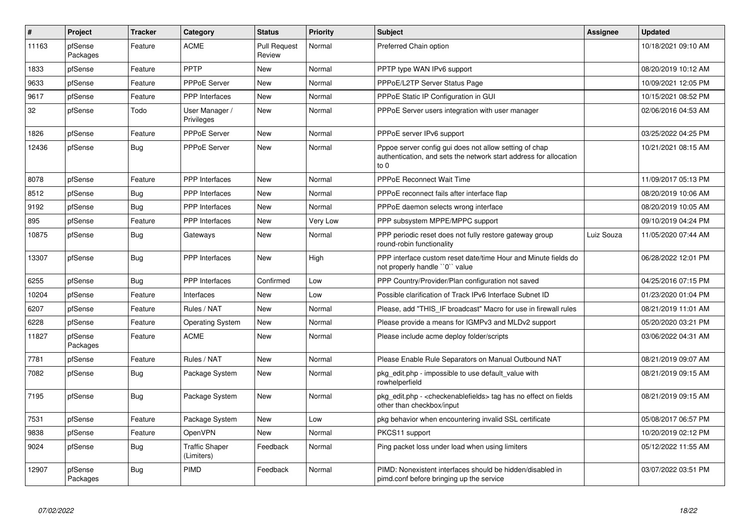| # | Project | Tracker | Category | Status | Priority | Subject | Assignee | Updated |
|---|---|---|---|---|---|---|---|---|
| 11163 | pfSense Packages | Feature | ACME | Pull Request Review | Normal | Preferred Chain option | | 10/18/2021 09:10 AM |
| 1833 | pfSense | Feature | PPTP | New | Normal | PPTP type WAN IPv6 support | | 08/20/2019 10:12 AM |
| 9633 | pfSense | Feature | PPPoE Server | New | Normal | PPPoE/L2TP Server Status Page | | 10/09/2021 12:05 PM |
| 9617 | pfSense | Feature | PPP Interfaces | New | Normal | PPPoE Static IP Configuration in GUI | | 10/15/2021 08:52 PM |
| 32 | pfSense | Todo | User Manager / Privileges | New | Normal | PPPoE Server users integration with user manager | | 02/06/2016 04:53 AM |
| 1826 | pfSense | Feature | PPPoE Server | New | Normal | PPPoE server IPv6 support | | 03/25/2022 04:25 PM |
| 12436 | pfSense | Bug | PPPoE Server | New | Normal | Pppoe server config gui does not allow setting of chap authentication, and sets the network start address for allocation to 0 | | 10/21/2021 08:15 AM |
| 8078 | pfSense | Feature | PPP Interfaces | New | Normal | PPPoE Reconnect Wait Time | | 11/09/2017 05:13 PM |
| 8512 | pfSense | Bug | PPP Interfaces | New | Normal | PPPoE reconnect fails after interface flap | | 08/20/2019 10:06 AM |
| 9192 | pfSense | Bug | PPP Interfaces | New | Normal | PPPoE daemon selects wrong interface | | 08/20/2019 10:05 AM |
| 895 | pfSense | Feature | PPP Interfaces | New | Very Low | PPP subsystem MPPE/MPPC support | | 09/10/2019 04:24 PM |
| 10875 | pfSense | Bug | Gateways | New | Normal | PPP periodic reset does not fully restore gateway group round-robin functionality | Luiz Souza | 11/05/2020 07:44 AM |
| 13307 | pfSense | Bug | PPP Interfaces | New | High | PPP interface custom reset date/time Hour and Minute fields do not properly handle ``0`` value | | 06/28/2022 12:01 PM |
| 6255 | pfSense | Bug | PPP Interfaces | Confirmed | Low | PPP Country/Provider/Plan configuration not saved | | 04/25/2016 07:15 PM |
| 10204 | pfSense | Feature | Interfaces | New | Low | Possible clarification of Track IPv6 Interface Subnet ID | | 01/23/2020 01:04 PM |
| 6207 | pfSense | Feature | Rules / NAT | New | Normal | Please, add "THIS_IF broadcast" Macro for use in firewall rules | | 08/21/2019 11:01 AM |
| 6228 | pfSense | Feature | Operating System | New | Normal | Please provide a means for IGMPv3 and MLDv2 support | | 05/20/2020 03:21 PM |
| 11827 | pfSense Packages | Feature | ACME | New | Normal | Please include acme deploy folder/scripts | | 03/06/2022 04:31 AM |
| 7781 | pfSense | Feature | Rules / NAT | New | Normal | Please Enable Rule Separators on Manual Outbound NAT | | 08/21/2019 09:07 AM |
| 7082 | pfSense | Bug | Package System | New | Normal | pkg_edit.php - impossible to use default_value with rowhelperfield | | 08/21/2019 09:15 AM |
| 7195 | pfSense | Bug | Package System | New | Normal | pkg_edit.php - <checkenablefields> tag has no effect on fields other than checkbox/input | | 08/21/2019 09:15 AM |
| 7531 | pfSense | Feature | Package System | New | Low | pkg behavior when encountering invalid SSL certificate | | 05/08/2017 06:57 PM |
| 9838 | pfSense | Feature | OpenVPN | New | Normal | PKCS11 support | | 10/20/2019 02:12 PM |
| 9024 | pfSense | Bug | Traffic Shaper (Limiters) | Feedback | Normal | Ping packet loss under load when using limiters | | 05/12/2022 11:55 AM |
| 12907 | pfSense Packages | Bug | PIMD | Feedback | Normal | PIMD: Nonexistent interfaces should be hidden/disabled in pimd.conf before bringing up the service | | 03/07/2022 03:51 PM |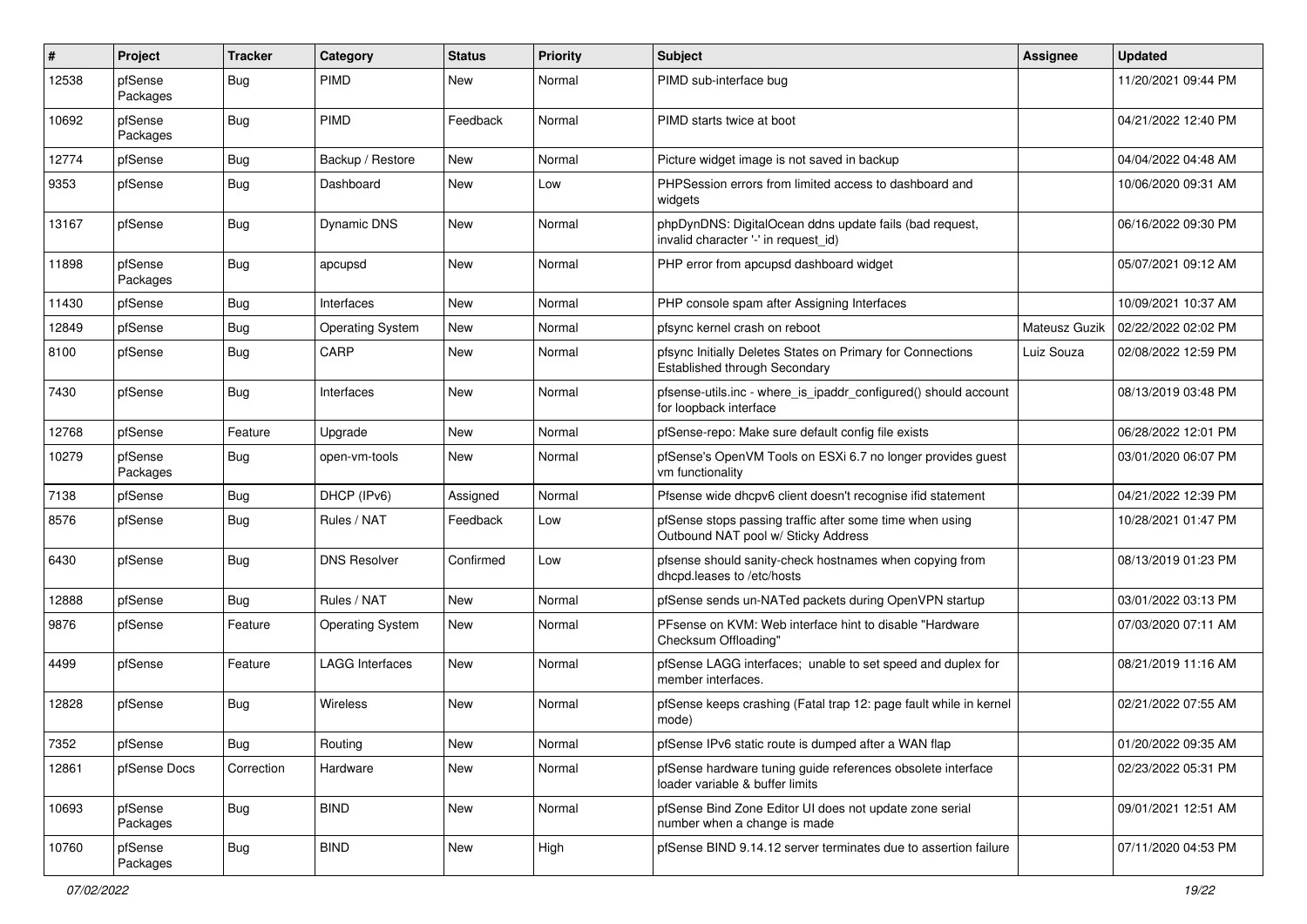| # | Project | Tracker | Category | Status | Priority | Subject | Assignee | Updated |
|---|---|---|---|---|---|---|---|---|
| 12538 | pfSense Packages | Bug | PIMD | New | Normal | PIMD sub-interface bug | | 11/20/2021 09:44 PM |
| 10692 | pfSense Packages | Bug | PIMD | Feedback | Normal | PIMD starts twice at boot | | 04/21/2022 12:40 PM |
| 12774 | pfSense | Bug | Backup / Restore | New | Normal | Picture widget image is not saved in backup | | 04/04/2022 04:48 AM |
| 9353 | pfSense | Bug | Dashboard | New | Low | PHPSession errors from limited access to dashboard and widgets | | 10/06/2020 09:31 AM |
| 13167 | pfSense | Bug | Dynamic DNS | New | Normal | phpDynDNS: DigitalOcean ddns update fails (bad request, invalid character '-' in request_id) | | 06/16/2022 09:30 PM |
| 11898 | pfSense Packages | Bug | apcupsd | New | Normal | PHP error from apcupsd dashboard widget | | 05/07/2021 09:12 AM |
| 11430 | pfSense | Bug | Interfaces | New | Normal | PHP console spam after Assigning Interfaces | | 10/09/2021 10:37 AM |
| 12849 | pfSense | Bug | Operating System | New | Normal | pfsync kernel crash on reboot | Mateusz Guzik | 02/22/2022 02:02 PM |
| 8100 | pfSense | Bug | CARP | New | Normal | pfsync Initially Deletes States on Primary for Connections Established through Secondary | Luiz Souza | 02/08/2022 12:59 PM |
| 7430 | pfSense | Bug | Interfaces | New | Normal | pfsense-utils.inc - where_is_ipaddr_configured() should account for loopback interface | | 08/13/2019 03:48 PM |
| 12768 | pfSense | Feature | Upgrade | New | Normal | pfSense-repo: Make sure default config file exists | | 06/28/2022 12:01 PM |
| 10279 | pfSense Packages | Bug | open-vm-tools | New | Normal | pfSense's OpenVM Tools on ESXi 6.7 no longer provides guest vm functionality | | 03/01/2020 06:07 PM |
| 7138 | pfSense | Bug | DHCP (IPv6) | Assigned | Normal | Pfsense wide dhcpv6 client doesn't recognise ifid statement | | 04/21/2022 12:39 PM |
| 8576 | pfSense | Bug | Rules / NAT | Feedback | Low | pfSense stops passing traffic after some time when using Outbound NAT pool w/ Sticky Address | | 10/28/2021 01:47 PM |
| 6430 | pfSense | Bug | DNS Resolver | Confirmed | Low | pfsense should sanity-check hostnames when copying from dhcpd.leases to /etc/hosts | | 08/13/2019 01:23 PM |
| 12888 | pfSense | Bug | Rules / NAT | New | Normal | pfSense sends un-NATed packets during OpenVPN startup | | 03/01/2022 03:13 PM |
| 9876 | pfSense | Feature | Operating System | New | Normal | PFsense on KVM: Web interface hint to disable "Hardware Checksum Offloading" | | 07/03/2020 07:11 AM |
| 4499 | pfSense | Feature | LAGG Interfaces | New | Normal | pfSense LAGG interfaces; unable to set speed and duplex for member interfaces. | | 08/21/2019 11:16 AM |
| 12828 | pfSense | Bug | Wireless | New | Normal | pfSense keeps crashing (Fatal trap 12: page fault while in kernel mode) | | 02/21/2022 07:55 AM |
| 7352 | pfSense | Bug | Routing | New | Normal | pfSense IPv6 static route is dumped after a WAN flap | | 01/20/2022 09:35 AM |
| 12861 | pfSense Docs | Correction | Hardware | New | Normal | pfSense hardware tuning guide references obsolete interface loader variable & buffer limits | | 02/23/2022 05:31 PM |
| 10693 | pfSense Packages | Bug | BIND | New | Normal | pfSense Bind Zone Editor UI does not update zone serial number when a change is made | | 09/01/2021 12:51 AM |
| 10760 | pfSense Packages | Bug | BIND | New | High | pfSense BIND 9.14.12 server terminates due to assertion failure | | 07/11/2020 04:53 PM |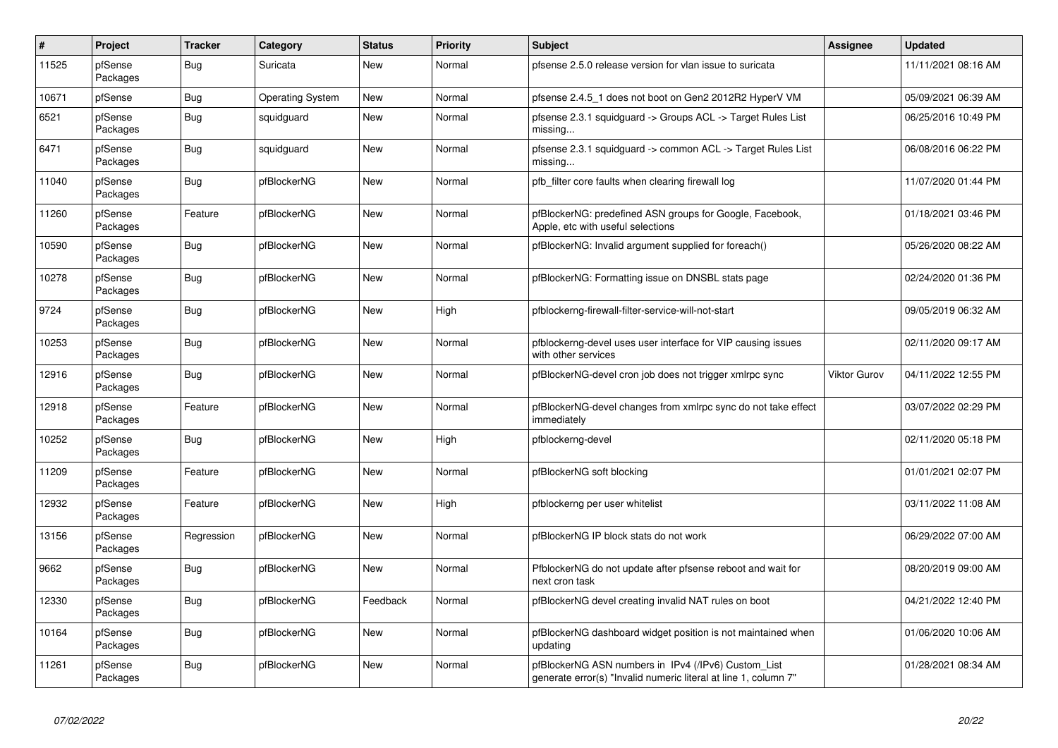| # | Project | Tracker | Category | Status | Priority | Subject | Assignee | Updated |
|---|---|---|---|---|---|---|---|---|
| 11525 | pfSense Packages | Bug | Suricata | New | Normal | pfsense 2.5.0 release version for vlan issue to suricata | | 11/11/2021 08:16 AM |
| 10671 | pfSense | Bug | Operating System | New | Normal | pfsense 2.4.5_1 does not boot on Gen2 2012R2 HyperV VM | | 05/09/2021 06:39 AM |
| 6521 | pfSense Packages | Bug | squidguard | New | Normal | pfsense 2.3.1 squidguard -> Groups ACL -> Target Rules List missing... | | 06/25/2016 10:49 PM |
| 6471 | pfSense Packages | Bug | squidguard | New | Normal | pfsense 2.3.1 squidguard -> common ACL -> Target Rules List missing... | | 06/08/2016 06:22 PM |
| 11040 | pfSense Packages | Bug | pfBlockerNG | New | Normal | pfb_filter core faults when clearing firewall log | | 11/07/2020 01:44 PM |
| 11260 | pfSense Packages | Feature | pfBlockerNG | New | Normal | pfBlockerNG: predefined ASN groups for Google, Facebook, Apple, etc with useful selections | | 01/18/2021 03:46 PM |
| 10590 | pfSense Packages | Bug | pfBlockerNG | New | Normal | pfBlockerNG: Invalid argument supplied for foreach() | | 05/26/2020 08:22 AM |
| 10278 | pfSense Packages | Bug | pfBlockerNG | New | Normal | pfBlockerNG: Formatting issue on DNSBL stats page | | 02/24/2020 01:36 PM |
| 9724 | pfSense Packages | Bug | pfBlockerNG | New | High | pfblockerng-firewall-filter-service-will-not-start | | 09/05/2019 06:32 AM |
| 10253 | pfSense Packages | Bug | pfBlockerNG | New | Normal | pfblockerng-devel uses user interface for VIP causing issues with other services | | 02/11/2020 09:17 AM |
| 12916 | pfSense Packages | Bug | pfBlockerNG | New | Normal | pfBlockerNG-devel cron job does not trigger xmlrpc sync | Viktor Gurov | 04/11/2022 12:55 PM |
| 12918 | pfSense Packages | Feature | pfBlockerNG | New | Normal | pfBlockerNG-devel changes from xmlrpc sync do not take effect immediately | | 03/07/2022 02:29 PM |
| 10252 | pfSense Packages | Bug | pfBlockerNG | New | High | pfblockerng-devel | | 02/11/2020 05:18 PM |
| 11209 | pfSense Packages | Feature | pfBlockerNG | New | Normal | pfBlockerNG soft blocking | | 01/01/2021 02:07 PM |
| 12932 | pfSense Packages | Feature | pfBlockerNG | New | High | pfblockerng per user whitelist | | 03/11/2022 11:08 AM |
| 13156 | pfSense Packages | Regression | pfBlockerNG | New | Normal | pfBlockerNG IP block stats do not work | | 06/29/2022 07:00 AM |
| 9662 | pfSense Packages | Bug | pfBlockerNG | New | Normal | PfblockerNG do not update after pfsense reboot and wait for next cron task | | 08/20/2019 09:00 AM |
| 12330 | pfSense Packages | Bug | pfBlockerNG | Feedback | Normal | pfBlockerNG devel creating invalid NAT rules on boot | | 04/21/2022 12:40 PM |
| 10164 | pfSense Packages | Bug | pfBlockerNG | New | Normal | pfBlockerNG dashboard widget position is not maintained when updating | | 01/06/2020 10:06 AM |
| 11261 | pfSense Packages | Bug | pfBlockerNG | New | Normal | pfBlockerNG ASN numbers in IPv4 (/IPv6) Custom_List generate error(s) "Invalid numeric literal at line 1, column 7" | | 01/28/2021 08:34 AM |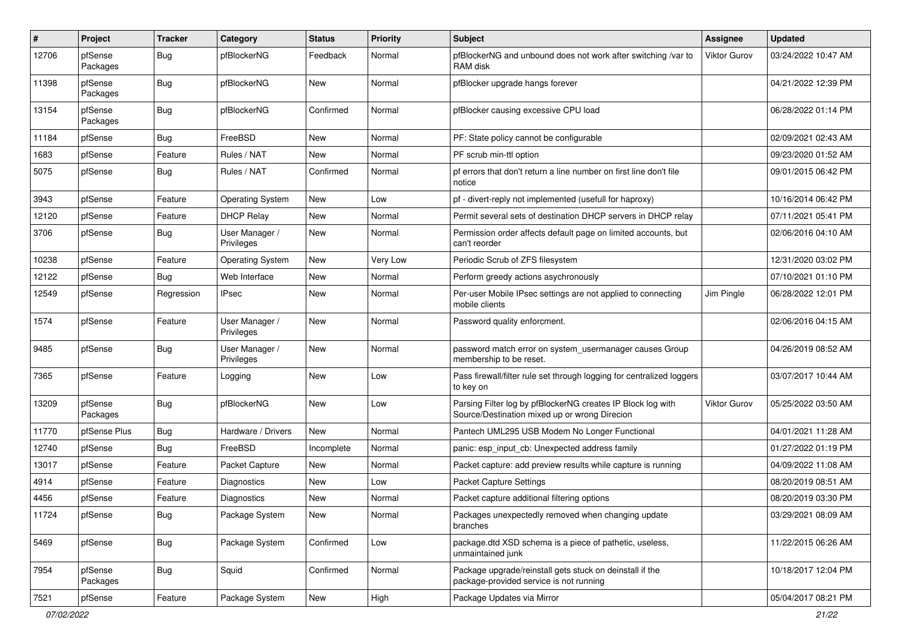| # | Project | Tracker | Category | Status | Priority | Subject | Assignee | Updated |
|---|---|---|---|---|---|---|---|---|
| 12706 | pfSense Packages | Bug | pfBlockerNG | Feedback | Normal | pfBlockerNG and unbound does not work after switching /var to RAM disk | Viktor Gurov | 03/24/2022 10:47 AM |
| 11398 | pfSense Packages | Bug | pfBlockerNG | New | Normal | pfBlocker upgrade hangs forever | | 04/21/2022 12:39 PM |
| 13154 | pfSense Packages | Bug | pfBlockerNG | Confirmed | Normal | pfBlocker causing excessive CPU load | | 06/28/2022 01:14 PM |
| 11184 | pfSense | Bug | FreeBSD | New | Normal | PF: State policy cannot be configurable | | 02/09/2021 02:43 AM |
| 1683 | pfSense | Feature | Rules / NAT | New | Normal | PF scrub min-ttl option | | 09/23/2020 01:52 AM |
| 5075 | pfSense | Bug | Rules / NAT | Confirmed | Normal | pf errors that don't return a line number on first line don't file notice | | 09/01/2015 06:42 PM |
| 3943 | pfSense | Feature | Operating System | New | Low | pf - divert-reply not implemented (usefull for haproxy) | | 10/16/2014 06:42 PM |
| 12120 | pfSense | Feature | DHCP Relay | New | Normal | Permit several sets of destination DHCP servers in DHCP relay | | 07/11/2021 05:41 PM |
| 3706 | pfSense | Bug | User Manager / Privileges | New | Normal | Permission order affects default page on limited accounts, but can't reorder | | 02/06/2016 04:10 AM |
| 10238 | pfSense | Feature | Operating System | New | Very Low | Periodic Scrub of ZFS filesystem | | 12/31/2020 03:02 PM |
| 12122 | pfSense | Bug | Web Interface | New | Normal | Perform greedy actions asychronously | | 07/10/2021 01:10 PM |
| 12549 | pfSense | Regression | IPsec | New | Normal | Per-user Mobile IPsec settings are not applied to connecting mobile clients | Jim Pingle | 06/28/2022 12:01 PM |
| 1574 | pfSense | Feature | User Manager / Privileges | New | Normal | Password quality enforcment. | | 02/06/2016 04:15 AM |
| 9485 | pfSense | Bug | User Manager / Privileges | New | Normal | password match error on system_usermanager causes Group membership to be reset. | | 04/26/2019 08:52 AM |
| 7365 | pfSense | Feature | Logging | New | Low | Pass firewall/filter rule set through logging for centralized loggers to key on | | 03/07/2017 10:44 AM |
| 13209 | pfSense Packages | Bug | pfBlockerNG | New | Low | Parsing Filter log by pfBlockerNG creates IP Block log with Source/Destination mixed up or wrong Direcion | Viktor Gurov | 05/25/2022 03:50 AM |
| 11770 | pfSense Plus | Bug | Hardware / Drivers | New | Normal | Pantech UML295 USB Modem No Longer Functional | | 04/01/2021 11:28 AM |
| 12740 | pfSense | Bug | FreeBSD | Incomplete | Normal | panic: esp_input_cb: Unexpected address family | | 01/27/2022 01:19 PM |
| 13017 | pfSense | Feature | Packet Capture | New | Normal | Packet capture: add preview results while capture is running | | 04/09/2022 11:08 AM |
| 4914 | pfSense | Feature | Diagnostics | New | Low | Packet Capture Settings | | 08/20/2019 08:51 AM |
| 4456 | pfSense | Feature | Diagnostics | New | Normal | Packet capture additional filtering options | | 08/20/2019 03:30 PM |
| 11724 | pfSense | Bug | Package System | New | Normal | Packages unexpectedly removed when changing update branches | | 03/29/2021 08:09 AM |
| 5469 | pfSense | Bug | Package System | Confirmed | Low | package.dtd XSD schema is a piece of pathetic, useless, unmaintained junk | | 11/22/2015 06:26 AM |
| 7954 | pfSense Packages | Bug | Squid | Confirmed | Normal | Package upgrade/reinstall gets stuck on deinstall if the package-provided service is not running | | 10/18/2017 12:04 PM |
| 7521 | pfSense | Feature | Package System | New | High | Package Updates via Mirror | | 05/04/2017 08:21 PM |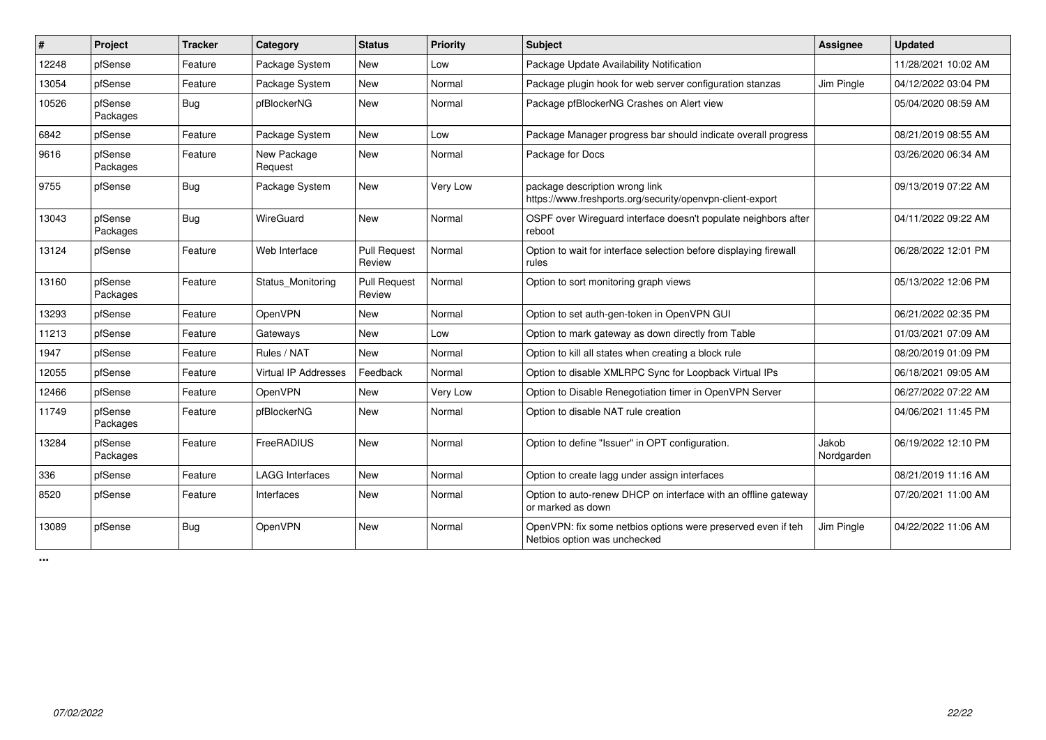| # | Project | Tracker | Category | Status | Priority | Subject | Assignee | Updated |
|---|---|---|---|---|---|---|---|---|
| 12248 | pfSense | Feature | Package System | New | Low | Package Update Availability Notification | | 11/28/2021 10:02 AM |
| 13054 | pfSense | Feature | Package System | New | Normal | Package plugin hook for web server configuration stanzas | Jim Pingle | 04/12/2022 03:04 PM |
| 10526 | pfSense Packages | Bug | pfBlockerNG | New | Normal | Package pfBlockerNG Crashes on Alert view | | 05/04/2020 08:59 AM |
| 6842 | pfSense | Feature | Package System | New | Low | Package Manager progress bar should indicate overall progress | | 08/21/2019 08:55 AM |
| 9616 | pfSense Packages | Feature | New Package Request | New | Normal | Package for Docs | | 03/26/2020 06:34 AM |
| 9755 | pfSense | Bug | Package System | New | Very Low | package description wrong link https://www.freshports.org/security/openvpn-client-export | | 09/13/2019 07:22 AM |
| 13043 | pfSense Packages | Bug | WireGuard | New | Normal | OSPF over Wireguard interface doesn't populate neighbors after reboot | | 04/11/2022 09:22 AM |
| 13124 | pfSense | Feature | Web Interface | Pull Request Review | Normal | Option to wait for interface selection before displaying firewall rules | | 06/28/2022 12:01 PM |
| 13160 | pfSense Packages | Feature | Status_Monitoring | Pull Request Review | Normal | Option to sort monitoring graph views | | 05/13/2022 12:06 PM |
| 13293 | pfSense | Feature | OpenVPN | New | Normal | Option to set auth-gen-token in OpenVPN GUI | | 06/21/2022 02:35 PM |
| 11213 | pfSense | Feature | Gateways | New | Low | Option to mark gateway as down directly from Table | | 01/03/2021 07:09 AM |
| 1947 | pfSense | Feature | Rules / NAT | New | Normal | Option to kill all states when creating a block rule | | 08/20/2019 01:09 PM |
| 12055 | pfSense | Feature | Virtual IP Addresses | Feedback | Normal | Option to disable XMLRPC Sync for Loopback Virtual IPs | | 06/18/2021 09:05 AM |
| 12466 | pfSense | Feature | OpenVPN | New | Very Low | Option to Disable Renegotiation timer in OpenVPN Server | | 06/27/2022 07:22 AM |
| 11749 | pfSense Packages | Feature | pfBlockerNG | New | Normal | Option to disable NAT rule creation | | 04/06/2021 11:45 PM |
| 13284 | pfSense Packages | Feature | FreeRADIUS | New | Normal | Option to define "Issuer" in OPT configuration. | Jakob Nordgarden | 06/19/2022 12:10 PM |
| 336 | pfSense | Feature | LAGG Interfaces | New | Normal | Option to create lagg under assign interfaces | | 08/21/2019 11:16 AM |
| 8520 | pfSense | Feature | Interfaces | New | Normal | Option to auto-renew DHCP on interface with an offline gateway or marked as down | | 07/20/2021 11:00 AM |
| 13089 | pfSense | Bug | OpenVPN | New | Normal | OpenVPN: fix some netbios options were preserved even if teh Netbios option was unchecked | Jim Pingle | 04/22/2022 11:06 AM |

...